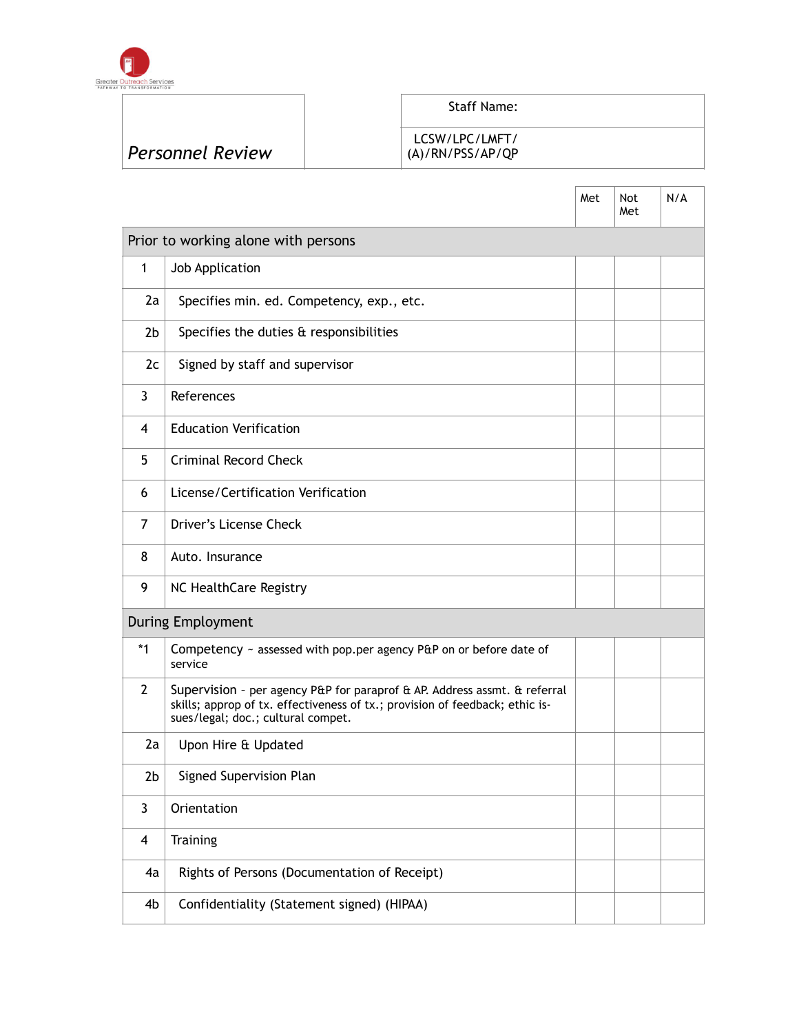Greater Outreach Services
PATHWAY TO TRANSFORMATION

| *Personnel Review* | Staff Name: |
|---|---|
| | LCSW/LPC/LMFT/(A)/RN/PSS/AP/QP |

| | | Met | Not Met | N/A |
|---|---|---|---|---|
| **Prior to working alone with persons** | | | | |
| 1 | Job Application | | | |
| 2a | Specifies min. ed. Competency, exp., etc. | | | |
| 2b | Specifies the duties & responsibilities | | | |
| 2c | Signed by staff and supervisor | | | |
| 3 | References | | | |
| 4 | Education Verification | | | |
| 5 | Criminal Record Check | | | |
| 6 | License/Certification Verification | | | |
| 7 | Driver's License Check | | | |
| 8 | Auto. Insurance | | | |
| 9 | NC HealthCare Registry | | | |
| **During Employment** | | | | |
| *1 | Competency ~ assessed with pop.per agency P&P on or before date of service | | | |
| 2 | Supervision – per agency P&P for paraprof & AP. Address assmt. & referral skills; approp of tx. effectiveness of tx.; provision of feedback; ethic issues/legal; doc.; cultural compet. | | | |
| 2a | Upon Hire & Updated | | | |
| 2b | Signed Supervision Plan | | | |
| 3 | Orientation | | | |
| 4 | Training | | | |
| 4a | Rights of Persons (Documentation of Receipt) | | | |
| 4b | Confidentiality (Statement signed) (HIPAA) | | | |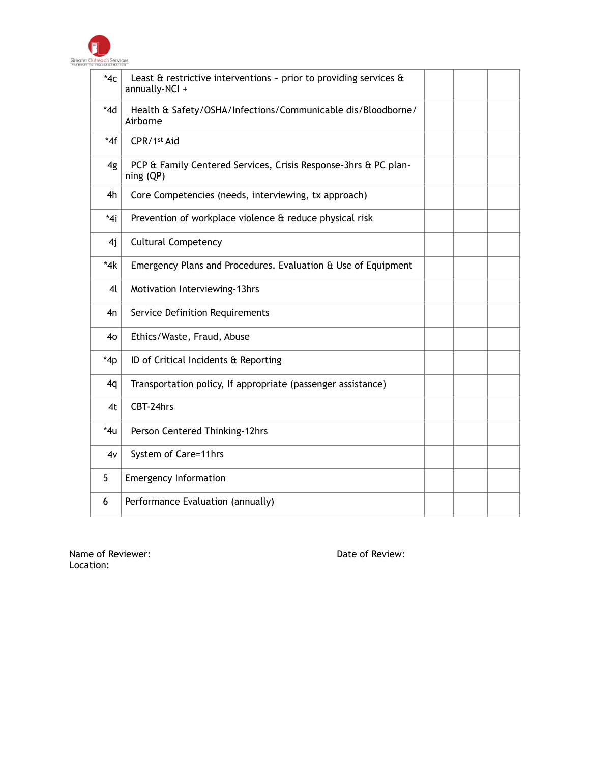| | | | | |
|---|---|---|---|---|
| *4c | Least & restrictive interventions ~ prior to providing services & annually-NCI + | | | |
| *4d | Health & Safety/OSHA/Infections/Communicable dis/Bloodborne/ Airborne | | | |
| *4f | CPR/1st Aid | | | |
| 4g | PCP & Family Centered Services, Crisis Response-3hrs & PC planning (QP) | | | |
| 4h | Core Competencies (needs, interviewing, tx approach) | | | |
| *4i | Prevention of workplace violence & reduce physical risk | | | |
| 4j | Cultural Competency | | | |
| *4k | Emergency Plans and Procedures. Evaluation & Use of Equipment | | | |
| 4l | Motivation Interviewing-13hrs | | | |
| 4n | Service Definition Requirements | | | |
| 4o | Ethics/Waste, Fraud, Abuse | | | |
| *4p | ID of Critical Incidents & Reporting | | | |
| 4q | Transportation policy, If appropriate (passenger assistance) | | | |
| 4t | CBT-24hrs | | | |
| *4u | Person Centered Thinking-12hrs | | | |
| 4v | System of Care=11hrs | | | |
| 5 | Emergency Information | | | |
| 6 | Performance Evaluation (annually) | | | |

Name of Reviewer: Date of Review:
Location: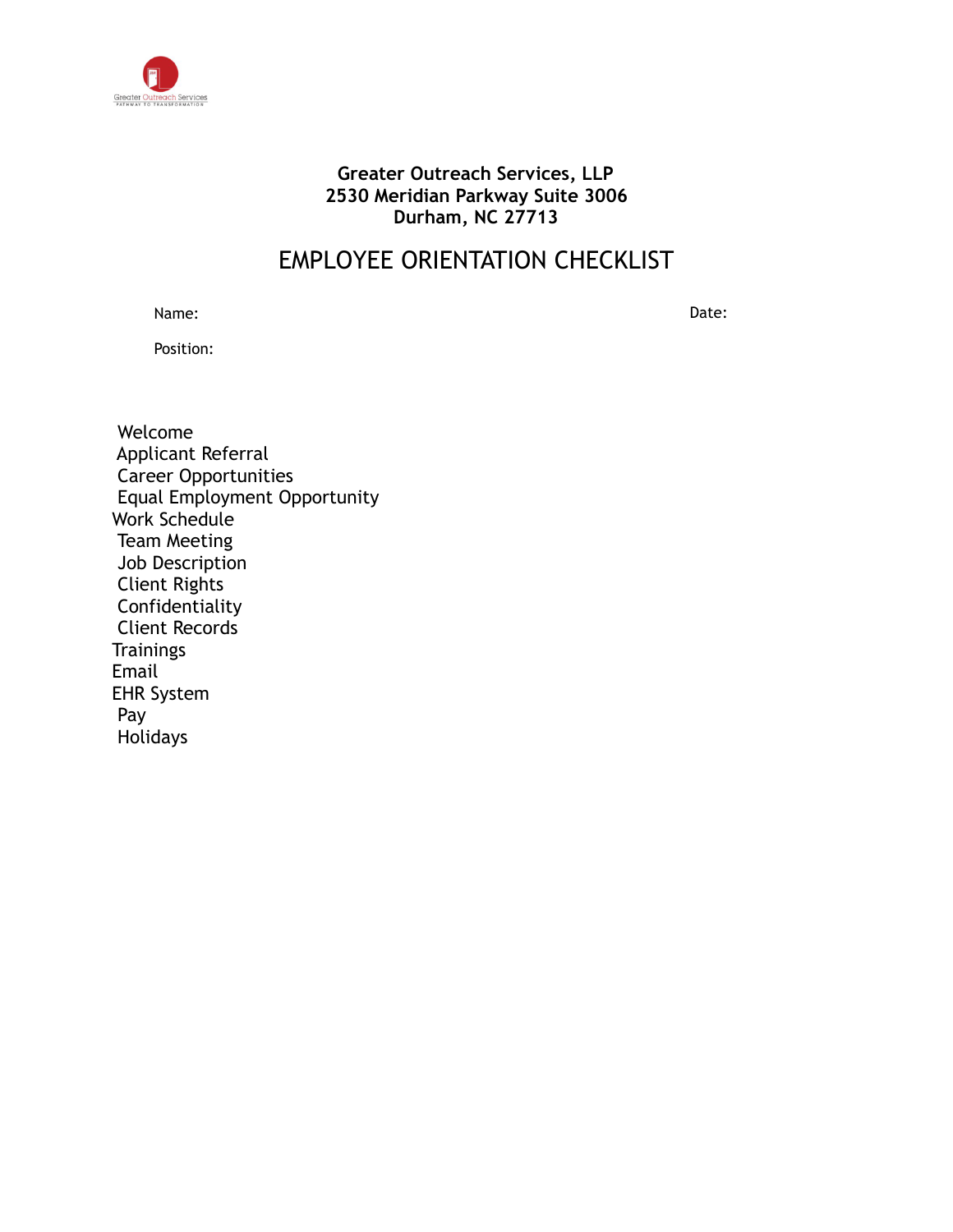**Greater Outreach Services, LLP**
**2530 Meridian Parkway Suite 3006**
**Durham, NC 27713**

# EMPLOYEE ORIENTATION CHECKLIST

Name: Date:

Position:

Welcome
Applicant Referral
Career Opportunities
Equal Employment Opportunity
Work Schedule
Team Meeting
Job Description
Client Rights
Confidentiality
Client Records
Trainings
Email
EHR System
Pay
Holidays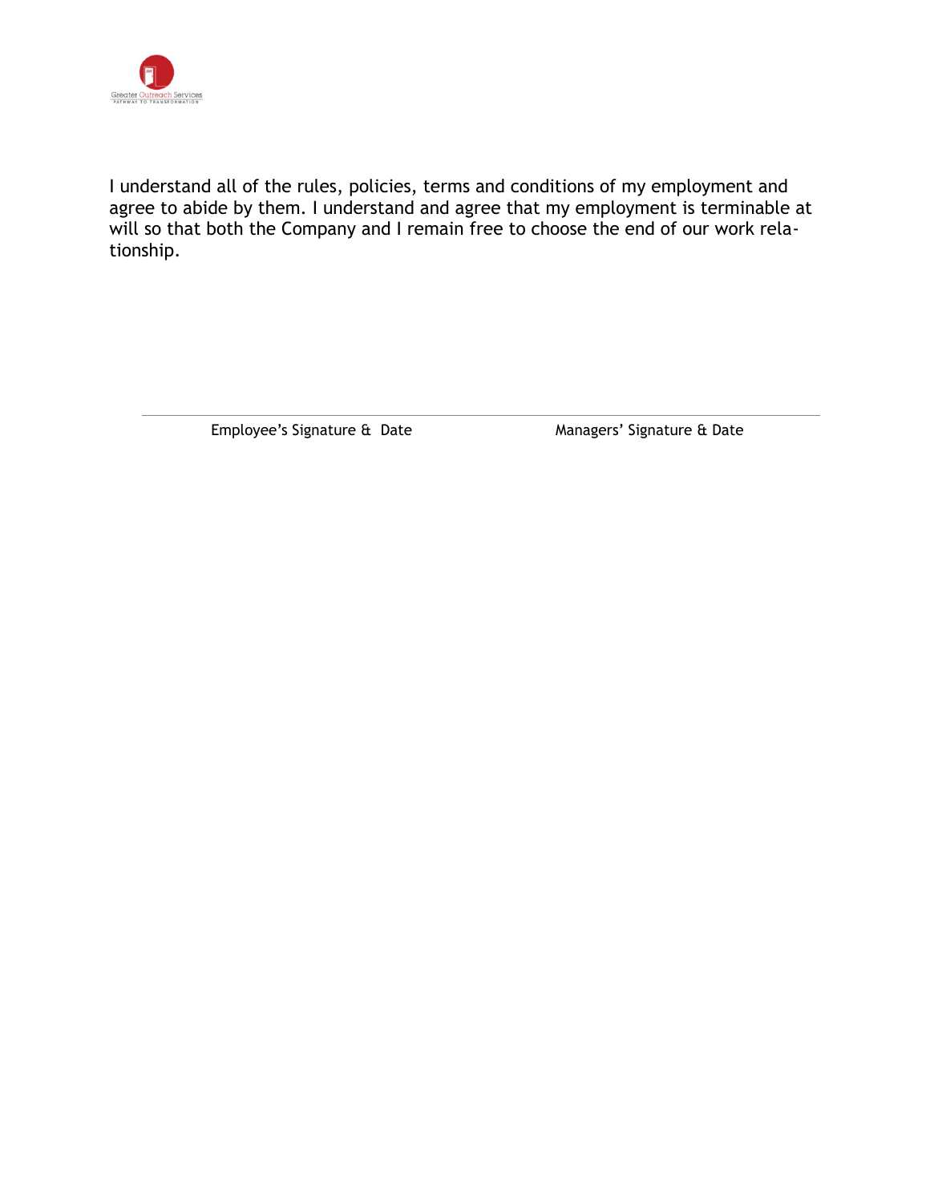I understand all of the rules, policies, terms and conditions of my employment and agree to abide by them. I understand and agree that my employment is terminable at will so that both the Company and I remain free to choose the end of our work relationship.

---

Employee's Signature & Date                    Managers' Signature & Date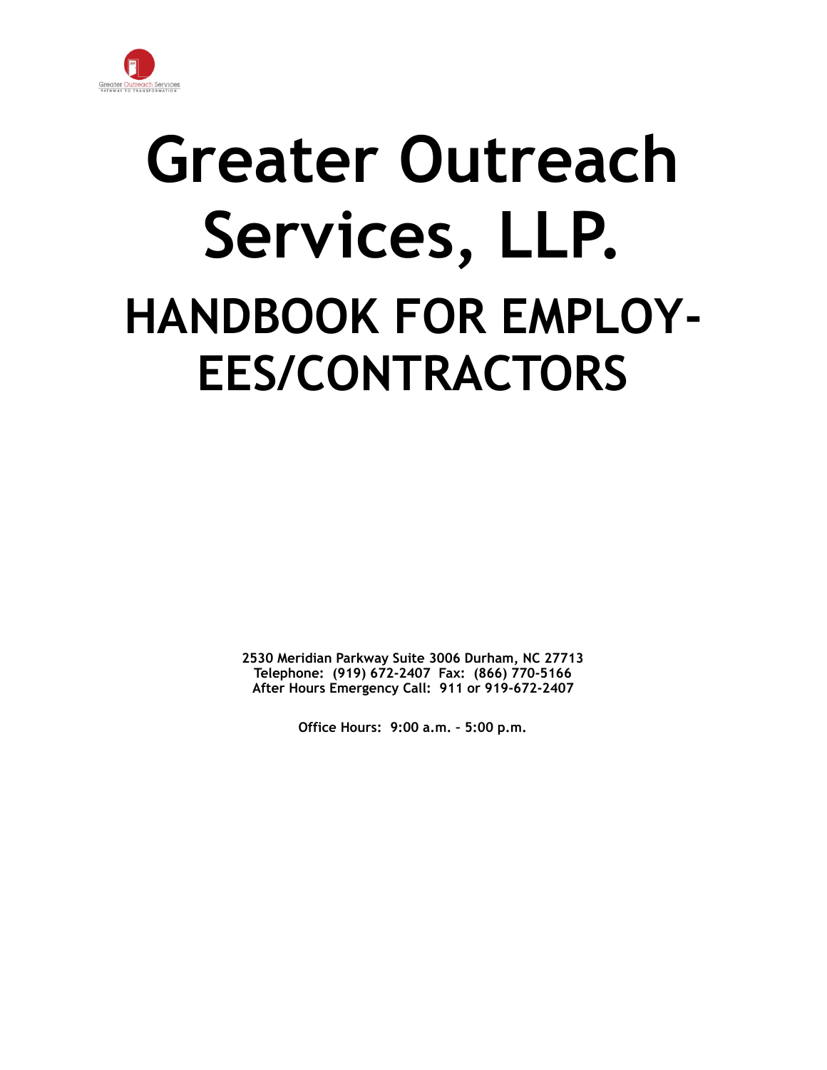# Greater Outreach Services, LLP.

## HANDBOOK FOR EMPLOYEES/CONTRACTORS

**2530 Meridian Parkway Suite 3006 Durham, NC 27713**
**Telephone: (919) 672-2407 Fax: (866) 770-5166**
**After Hours Emergency Call: 911 or 919-672-2407**

**Office Hours: 9:00 a.m. - 5:00 p.m.**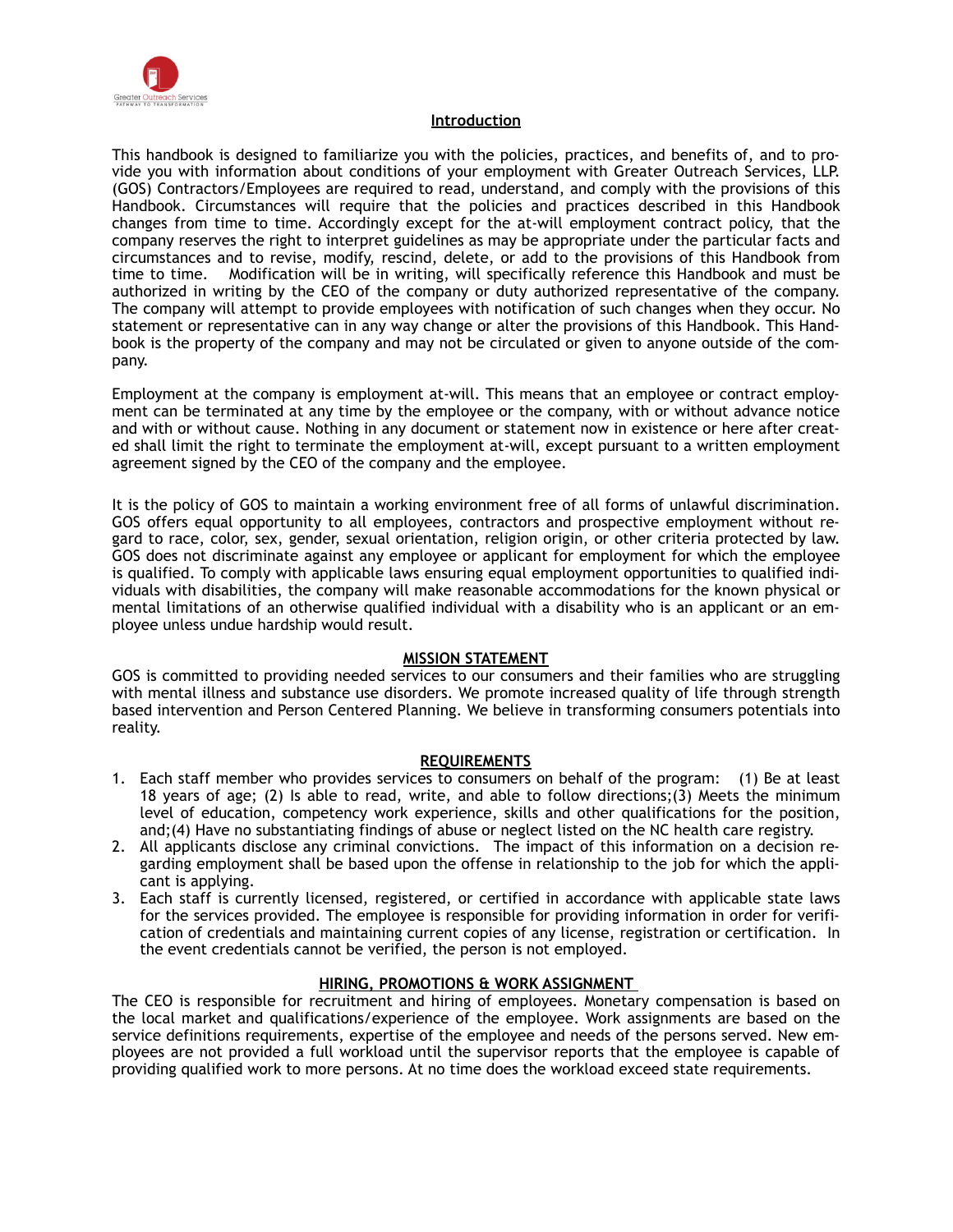## Introduction

This handbook is designed to familiarize you with the policies, practices, and benefits of, and to provide you with information about conditions of your employment with Greater Outreach Services, LLP. (GOS) Contractors/Employees are required to read, understand, and comply with the provisions of this Handbook. Circumstances will require that the policies and practices described in this Handbook changes from time to time. Accordingly except for the at-will employment contract policy, that the company reserves the right to interpret guidelines as may be appropriate under the particular facts and circumstances and to revise, modify, rescind, delete, or add to the provisions of this Handbook from time to time. Modification will be in writing, will specifically reference this Handbook and must be authorized in writing by the CEO of the company or duty authorized representative of the company. The company will attempt to provide employees with notification of such changes when they occur. No statement or representative can in any way change or alter the provisions of this Handbook. This Handbook is the property of the company and may not be circulated or given to anyone outside of the company.

Employment at the company is employment at-will. This means that an employee or contract employment can be terminated at any time by the employee or the company, with or without advance notice and with or without cause. Nothing in any document or statement now in existence or here after created shall limit the right to terminate the employment at-will, except pursuant to a written employment agreement signed by the CEO of the company and the employee.

It is the policy of GOS to maintain a working environment free of all forms of unlawful discrimination. GOS offers equal opportunity to all employees, contractors and prospective employment without regard to race, color, sex, gender, sexual orientation, religion origin, or other criteria protected by law. GOS does not discriminate against any employee or applicant for employment for which the employee is qualified. To comply with applicable laws ensuring equal employment opportunities to qualified individuals with disabilities, the company will make reasonable accommodations for the known physical or mental limitations of an otherwise qualified individual with a disability who is an applicant or an employee unless undue hardship would result.

## MISSION STATEMENT

GOS is committed to providing needed services to our consumers and their families who are struggling with mental illness and substance use disorders. We promote increased quality of life through strength based intervention and Person Centered Planning. We believe in transforming consumers potentials into reality.

## REQUIREMENTS

1. Each staff member who provides services to consumers on behalf of the program: (1) Be at least 18 years of age; (2) Is able to read, write, and able to follow directions;(3) Meets the minimum level of education, competency work experience, skills and other qualifications for the position, and;(4) Have no substantiating findings of abuse or neglect listed on the NC health care registry.
2. All applicants disclose any criminal convictions. The impact of this information on a decision regarding employment shall be based upon the offense in relationship to the job for which the applicant is applying.
3. Each staff is currently licensed, registered, or certified in accordance with applicable state laws for the services provided. The employee is responsible for providing information in order for verification of credentials and maintaining current copies of any license, registration or certification. In the event credentials cannot be verified, the person is not employed.

## HIRING, PROMOTIONS & WORK ASSIGNMENT

The CEO is responsible for recruitment and hiring of employees. Monetary compensation is based on the local market and qualifications/experience of the employee. Work assignments are based on the service definitions requirements, expertise of the employee and needs of the persons served. New employees are not provided a full workload until the supervisor reports that the employee is capable of providing qualified work to more persons. At no time does the workload exceed state requirements.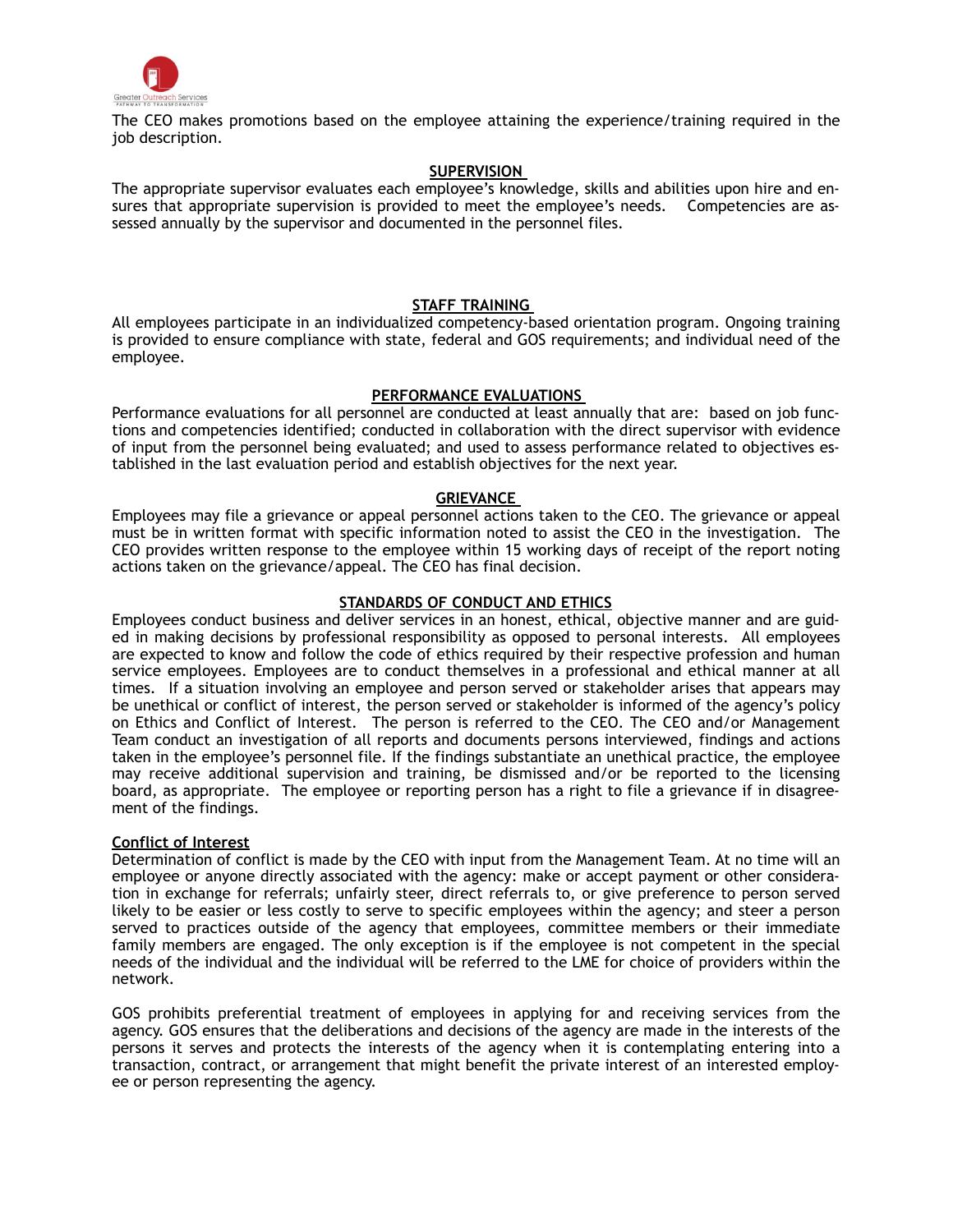The CEO makes promotions based on the employee attaining the experience/training required in the job description.

## SUPERVISION

The appropriate supervisor evaluates each employee's knowledge, skills and abilities upon hire and ensures that appropriate supervision is provided to meet the employee's needs. Competencies are assessed annually by the supervisor and documented in the personnel files.

## STAFF TRAINING

All employees participate in an individualized competency-based orientation program. Ongoing training is provided to ensure compliance with state, federal and GOS requirements; and individual need of the employee.

## PERFORMANCE EVALUATIONS

Performance evaluations for all personnel are conducted at least annually that are: based on job functions and competencies identified; conducted in collaboration with the direct supervisor with evidence of input from the personnel being evaluated; and used to assess performance related to objectives established in the last evaluation period and establish objectives for the next year.

## GRIEVANCE

Employees may file a grievance or appeal personnel actions taken to the CEO. The grievance or appeal must be in written format with specific information noted to assist the CEO in the investigation. The CEO provides written response to the employee within 15 working days of receipt of the report noting actions taken on the grievance/appeal. The CEO has final decision.

## STANDARDS OF CONDUCT AND ETHICS

Employees conduct business and deliver services in an honest, ethical, objective manner and are guided in making decisions by professional responsibility as opposed to personal interests. All employees are expected to know and follow the code of ethics required by their respective profession and human service employees. Employees are to conduct themselves in a professional and ethical manner at all times. If a situation involving an employee and person served or stakeholder arises that appears may be unethical or conflict of interest, the person served or stakeholder is informed of the agency's policy on Ethics and Conflict of Interest. The person is referred to the CEO. The CEO and/or Management Team conduct an investigation of all reports and documents persons interviewed, findings and actions taken in the employee's personnel file. If the findings substantiate an unethical practice, the employee may receive additional supervision and training, be dismissed and/or be reported to the licensing board, as appropriate. The employee or reporting person has a right to file a grievance if in disagreement of the findings.

### Conflict of Interest

Determination of conflict is made by the CEO with input from the Management Team. At no time will an employee or anyone directly associated with the agency: make or accept payment or other consideration in exchange for referrals; unfairly steer, direct referrals to, or give preference to person served likely to be easier or less costly to serve to specific employees within the agency; and steer a person served to practices outside of the agency that employees, committee members or their immediate family members are engaged. The only exception is if the employee is not competent in the special needs of the individual and the individual will be referred to the LME for choice of providers within the network.

GOS prohibits preferential treatment of employees in applying for and receiving services from the agency. GOS ensures that the deliberations and decisions of the agency are made in the interests of the persons it serves and protects the interests of the agency when it is contemplating entering into a transaction, contract, or arrangement that might benefit the private interest of an interested employee or person representing the agency.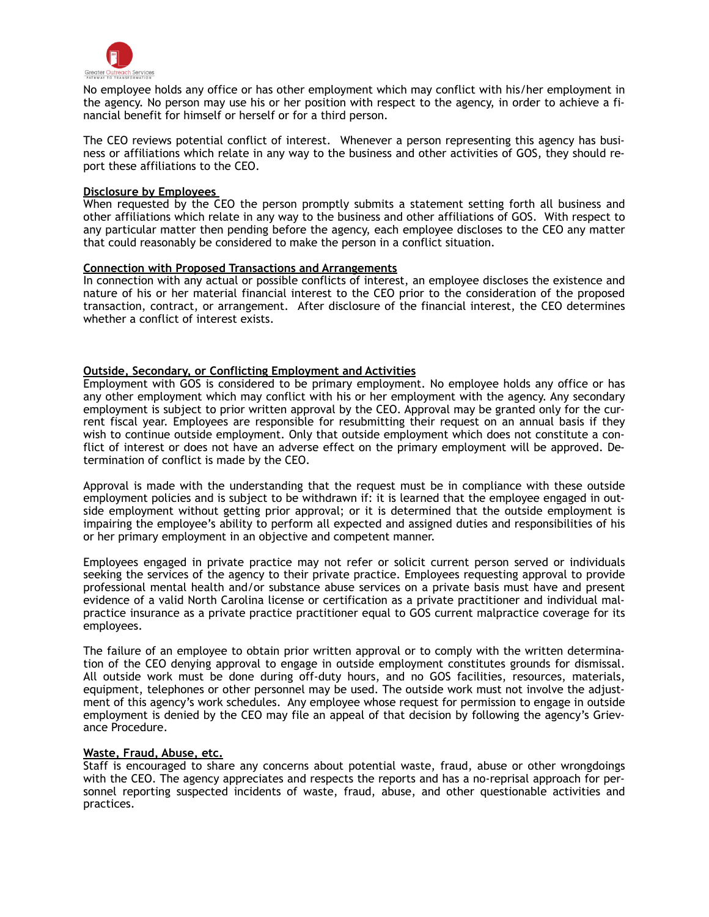No employee holds any office or has other employment which may conflict with his/her employment in the agency. No person may use his or her position with respect to the agency, in order to achieve a financial benefit for himself or herself or for a third person.

The CEO reviews potential conflict of interest. Whenever a person representing this agency has business or affiliations which relate in any way to the business and other activities of GOS, they should report these affiliations to the CEO.

**Disclosure by Employees**

When requested by the CEO the person promptly submits a statement setting forth all business and other affiliations which relate in any way to the business and other affiliations of GOS. With respect to any particular matter then pending before the agency, each employee discloses to the CEO any matter that could reasonably be considered to make the person in a conflict situation.

**Connection with Proposed Transactions and Arrangements**

In connection with any actual or possible conflicts of interest, an employee discloses the existence and nature of his or her material financial interest to the CEO prior to the consideration of the proposed transaction, contract, or arrangement. After disclosure of the financial interest, the CEO determines whether a conflict of interest exists.

**Outside, Secondary, or Conflicting Employment and Activities**

Employment with GOS is considered to be primary employment. No employee holds any office or has any other employment which may conflict with his or her employment with the agency. Any secondary employment is subject to prior written approval by the CEO. Approval may be granted only for the current fiscal year. Employees are responsible for resubmitting their request on an annual basis if they wish to continue outside employment. Only that outside employment which does not constitute a conflict of interest or does not have an adverse effect on the primary employment will be approved. Determination of conflict is made by the CEO.

Approval is made with the understanding that the request must be in compliance with these outside employment policies and is subject to be withdrawn if: it is learned that the employee engaged in outside employment without getting prior approval; or it is determined that the outside employment is impairing the employee's ability to perform all expected and assigned duties and responsibilities of his or her primary employment in an objective and competent manner.

Employees engaged in private practice may not refer or solicit current person served or individuals seeking the services of the agency to their private practice. Employees requesting approval to provide professional mental health and/or substance abuse services on a private basis must have and present evidence of a valid North Carolina license or certification as a private practitioner and individual malpractice insurance as a private practice practitioner equal to GOS current malpractice coverage for its employees.

The failure of an employee to obtain prior written approval or to comply with the written determination of the CEO denying approval to engage in outside employment constitutes grounds for dismissal. All outside work must be done during off-duty hours, and no GOS facilities, resources, materials, equipment, telephones or other personnel may be used. The outside work must not involve the adjustment of this agency's work schedules. Any employee whose request for permission to engage in outside employment is denied by the CEO may file an appeal of that decision by following the agency's Grievance Procedure.

**Waste, Fraud, Abuse, etc.**

Staff is encouraged to share any concerns about potential waste, fraud, abuse or other wrongdoings with the CEO. The agency appreciates and respects the reports and has a no-reprisal approach for personnel reporting suspected incidents of waste, fraud, abuse, and other questionable activities and practices.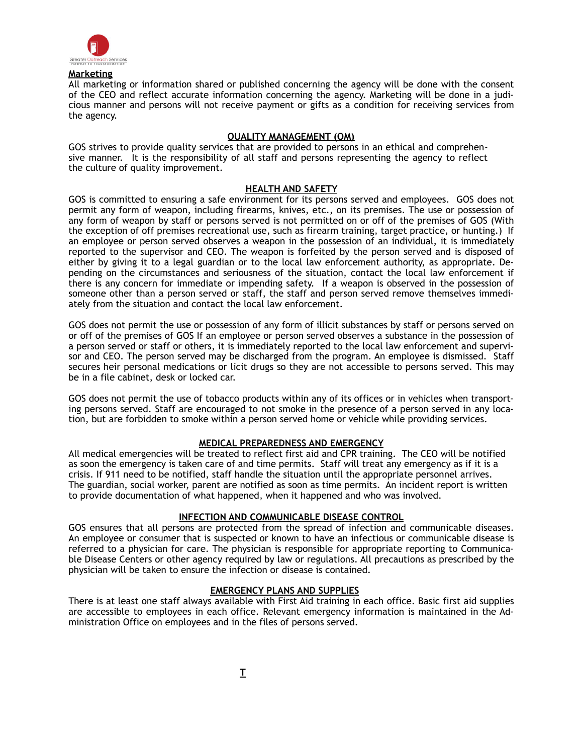## Marketing

All marketing or information shared or published concerning the agency will be done with the consent of the CEO and reflect accurate information concerning the agency. Marketing will be done in a judicious manner and persons will not receive payment or gifts as a condition for receiving services from the agency.

## QUALITY MANAGEMENT (QM)

GOS strives to provide quality services that are provided to persons in an ethical and comprehensive manner. It is the responsibility of all staff and persons representing the agency to reflect the culture of quality improvement.

## HEALTH AND SAFETY

GOS is committed to ensuring a safe environment for its persons served and employees. GOS does not permit any form of weapon, including firearms, knives, etc., on its premises. The use or possession of any form of weapon by staff or persons served is not permitted on or off of the premises of GOS (With the exception of off premises recreational use, such as firearm training, target practice, or hunting.) If an employee or person served observes a weapon in the possession of an individual, it is immediately reported to the supervisor and CEO. The weapon is forfeited by the person served and is disposed of either by giving it to a legal guardian or to the local law enforcement authority, as appropriate. Depending on the circumstances and seriousness of the situation, contact the local law enforcement if there is any concern for immediate or impending safety. If a weapon is observed in the possession of someone other than a person served or staff, the staff and person served remove themselves immediately from the situation and contact the local law enforcement.

GOS does not permit the use or possession of any form of illicit substances by staff or persons served on or off of the premises of GOS If an employee or person served observes a substance in the possession of a person served or staff or others, it is immediately reported to the local law enforcement and supervisor and CEO. The person served may be discharged from the program. An employee is dismissed. Staff secures heir personal medications or licit drugs so they are not accessible to persons served. This may be in a file cabinet, desk or locked car.

GOS does not permit the use of tobacco products within any of its offices or in vehicles when transporting persons served. Staff are encouraged to not smoke in the presence of a person served in any location, but are forbidden to smoke within a person served home or vehicle while providing services.

## MEDICAL PREPAREDNESS AND EMERGENCY

All medical emergencies will be treated to reflect first aid and CPR training. The CEO will be notified as soon the emergency is taken care of and time permits. Staff will treat any emergency as if it is a crisis. If 911 need to be notified, staff handle the situation until the appropriate personnel arrives. The guardian, social worker, parent are notified as soon as time permits. An incident report is written to provide documentation of what happened, when it happened and who was involved.

## INFECTION AND COMMUNICABLE DISEASE CONTROL

GOS ensures that all persons are protected from the spread of infection and communicable diseases. An employee or consumer that is suspected or known to have an infectious or communicable disease is referred to a physician for care. The physician is responsible for appropriate reporting to Communicable Disease Centers or other agency required by law or regulations. All precautions as prescribed by the physician will be taken to ensure the infection or disease is contained.

## EMERGENCY PLANS AND SUPPLIES

There is at least one staff always available with First Aid training in each office. Basic first aid supplies are accessible to employees in each office. Relevant emergency information is maintained in the Administration Office on employees and in the files of persons served.

T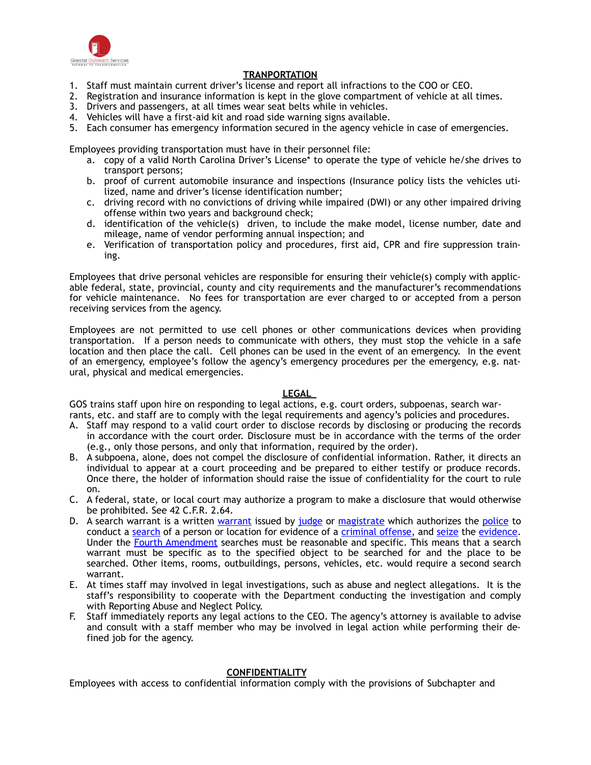## TRANPORTATION

1. Staff must maintain current driver's license and report all infractions to the COO or CEO.
2. Registration and insurance information is kept in the glove compartment of vehicle at all times.
3. Drivers and passengers, at all times wear seat belts while in vehicles.
4. Vehicles will have a first-aid kit and road side warning signs available.
5. Each consumer has emergency information secured in the agency vehicle in case of emergencies.

Employees providing transportation must have in their personnel file:

a. copy of a valid North Carolina Driver's License* to operate the type of vehicle he/she drives to transport persons;
b. proof of current automobile insurance and inspections (Insurance policy lists the vehicles utilized, name and driver's license identification number;
c. driving record with no convictions of driving while impaired (DWI) or any other impaired driving offense within two years and background check;
d. identification of the vehicle(s) driven, to include the make model, license number, date and mileage, name of vendor performing annual inspection; and
e. Verification of transportation policy and procedures, first aid, CPR and fire suppression training.

Employees that drive personal vehicles are responsible for ensuring their vehicle(s) comply with applicable federal, state, provincial, county and city requirements and the manufacturer's recommendations for vehicle maintenance. No fees for transportation are ever charged to or accepted from a person receiving services from the agency.

Employees are not permitted to use cell phones or other communications devices when providing transportation. If a person needs to communicate with others, they must stop the vehicle in a safe location and then place the call. Cell phones can be used in the event of an emergency. In the event of an emergency, employee's follow the agency's emergency procedures per the emergency, e.g. natural, physical and medical emergencies.

## LEGAL

GOS trains staff upon hire on responding to legal actions, e.g. court orders, subpoenas, search warrants, etc. and staff are to comply with the legal requirements and agency's policies and procedures.

A. Staff may respond to a valid court order to disclose records by disclosing or producing the records in accordance with the court order. Disclosure must be in accordance with the terms of the order (e.g., only those persons, and only that information, required by the order).
B. A subpoena, alone, does not compel the disclosure of confidential information. Rather, it directs an individual to appear at a court proceeding and be prepared to either testify or produce records. Once there, the holder of information should raise the issue of confidentiality for the court to rule on.
C. A federal, state, or local court may authorize a program to make a disclosure that would otherwise be prohibited. See 42 C.F.R. 2.64.
D. A search warrant is a written warrant issued by judge or magistrate which authorizes the police to conduct a search of a person or location for evidence of a criminal offense, and seize the evidence. Under the Fourth Amendment searches must be reasonable and specific. This means that a search warrant must be specific as to the specified object to be searched for and the place to be searched. Other items, rooms, outbuildings, persons, vehicles, etc. would require a second search warrant.
E. At times staff may involved in legal investigations, such as abuse and neglect allegations. It is the staff's responsibility to cooperate with the Department conducting the investigation and comply with Reporting Abuse and Neglect Policy.
F. Staff immediately reports any legal actions to the CEO. The agency's attorney is available to advise and consult with a staff member who may be involved in legal action while performing their defined job for the agency.

## CONFIDENTIALITY

Employees with access to confidential information comply with the provisions of Subchapter and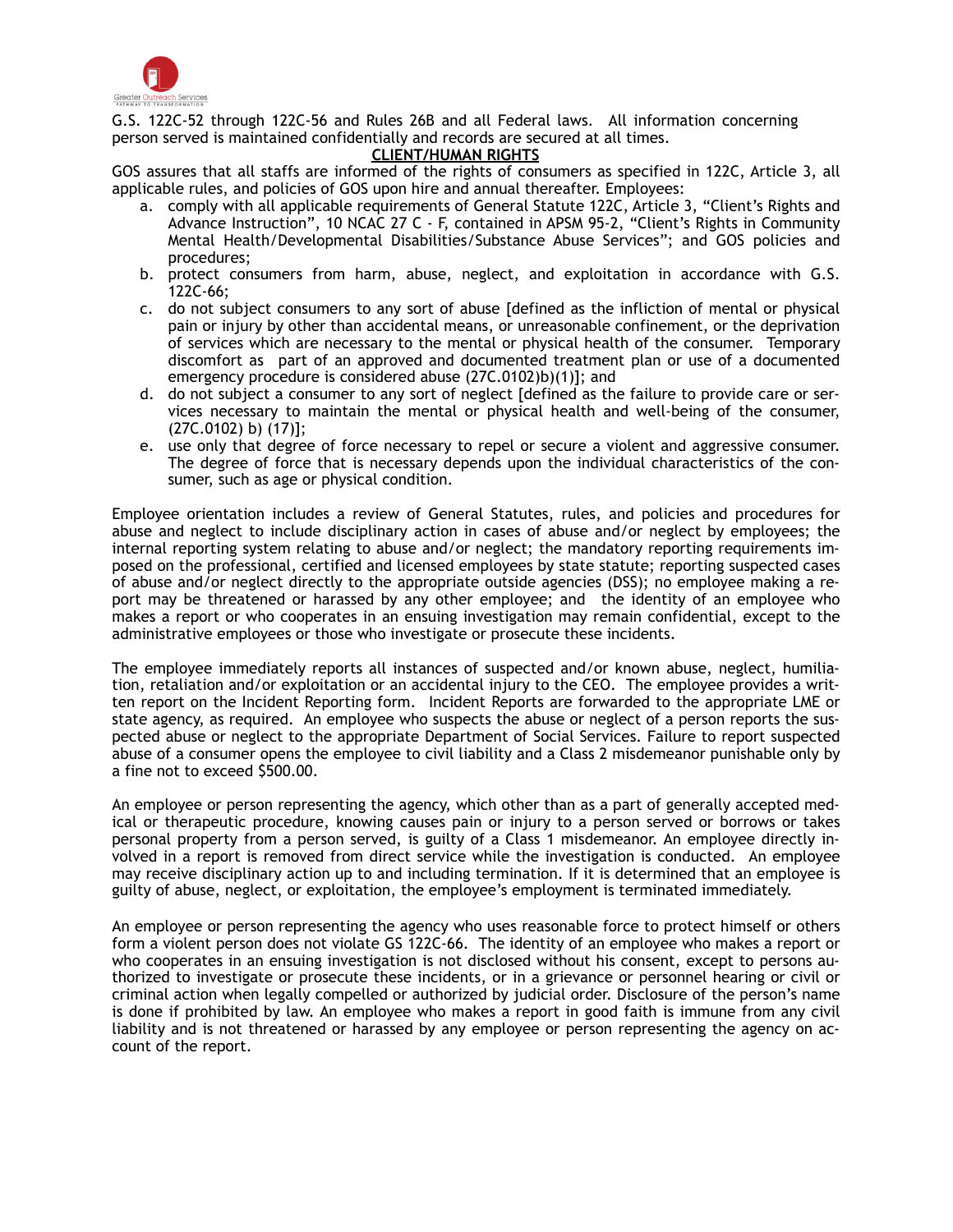G.S. 122C-52 through 122C-56 and Rules 26B and all Federal laws. All information concerning person served is maintained confidentially and records are secured at all times.

**CLIENT/HUMAN RIGHTS**

GOS assures that all staffs are informed of the rights of consumers as specified in 122C, Article 3, all applicable rules, and policies of GOS upon hire and annual thereafter. Employees:

a. comply with all applicable requirements of General Statute 122C, Article 3, "Client's Rights and Advance Instruction", 10 NCAC 27 C - F, contained in APSM 95-2, "Client's Rights in Community Mental Health/Developmental Disabilities/Substance Abuse Services"; and GOS policies and procedures;
b. protect consumers from harm, abuse, neglect, and exploitation in accordance with G.S. 122C-66;
c. do not subject consumers to any sort of abuse [defined as the infliction of mental or physical pain or injury by other than accidental means, or unreasonable confinement, or the deprivation of services which are necessary to the mental or physical health of the consumer. Temporary discomfort as part of an approved and documented treatment plan or use of a documented emergency procedure is considered abuse (27C.0102)b)(1)]; and
d. do not subject a consumer to any sort of neglect [defined as the failure to provide care or services necessary to maintain the mental or physical health and well-being of the consumer, (27C.0102) b) (17)];
e. use only that degree of force necessary to repel or secure a violent and aggressive consumer. The degree of force that is necessary depends upon the individual characteristics of the consumer, such as age or physical condition.

Employee orientation includes a review of General Statutes, rules, and policies and procedures for abuse and neglect to include disciplinary action in cases of abuse and/or neglect by employees; the internal reporting system relating to abuse and/or neglect; the mandatory reporting requirements imposed on the professional, certified and licensed employees by state statute; reporting suspected cases of abuse and/or neglect directly to the appropriate outside agencies (DSS); no employee making a report may be threatened or harassed by any other employee; and the identity of an employee who makes a report or who cooperates in an ensuing investigation may remain confidential, except to the administrative employees or those who investigate or prosecute these incidents.

The employee immediately reports all instances of suspected and/or known abuse, neglect, humiliation, retaliation and/or exploitation or an accidental injury to the CEO. The employee provides a written report on the Incident Reporting form. Incident Reports are forwarded to the appropriate LME or state agency, as required. An employee who suspects the abuse or neglect of a person reports the suspected abuse or neglect to the appropriate Department of Social Services. Failure to report suspected abuse of a consumer opens the employee to civil liability and a Class 2 misdemeanor punishable only by a fine not to exceed $500.00.

An employee or person representing the agency, which other than as a part of generally accepted medical or therapeutic procedure, knowing causes pain or injury to a person served or borrows or takes personal property from a person served, is guilty of a Class 1 misdemeanor. An employee directly involved in a report is removed from direct service while the investigation is conducted. An employee may receive disciplinary action up to and including termination. If it is determined that an employee is guilty of abuse, neglect, or exploitation, the employee's employment is terminated immediately.

An employee or person representing the agency who uses reasonable force to protect himself or others form a violent person does not violate GS 122C-66. The identity of an employee who makes a report or who cooperates in an ensuing investigation is not disclosed without his consent, except to persons authorized to investigate or prosecute these incidents, or in a grievance or personnel hearing or civil or criminal action when legally compelled or authorized by judicial order. Disclosure of the person's name is done if prohibited by law. An employee who makes a report in good faith is immune from any civil liability and is not threatened or harassed by any employee or person representing the agency on account of the report.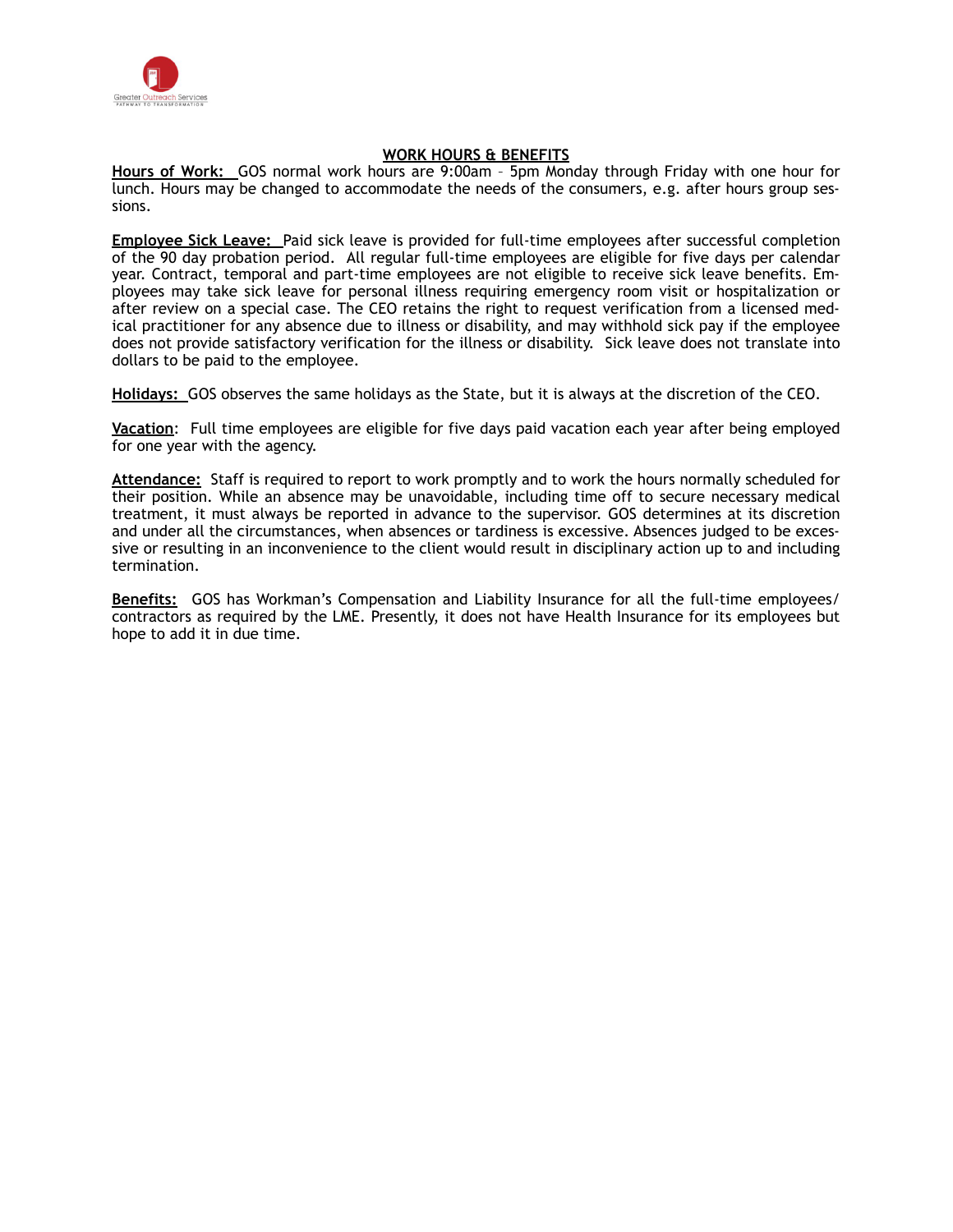## WORK HOURS & BENEFITS

**Hours of Work:** GOS normal work hours are 9:00am – 5pm Monday through Friday with one hour for lunch. Hours may be changed to accommodate the needs of the consumers, e.g. after hours group sessions.

**Employee Sick Leave:** Paid sick leave is provided for full-time employees after successful completion of the 90 day probation period. All regular full-time employees are eligible for five days per calendar year. Contract, temporal and part-time employees are not eligible to receive sick leave benefits. Employees may take sick leave for personal illness requiring emergency room visit or hospitalization or after review on a special case. The CEO retains the right to request verification from a licensed medical practitioner for any absence due to illness or disability, and may withhold sick pay if the employee does not provide satisfactory verification for the illness or disability. Sick leave does not translate into dollars to be paid to the employee.

**Holidays:** GOS observes the same holidays as the State, but it is always at the discretion of the CEO.

**Vacation**: Full time employees are eligible for five days paid vacation each year after being employed for one year with the agency.

**Attendance:** Staff is required to report to work promptly and to work the hours normally scheduled for their position. While an absence may be unavoidable, including time off to secure necessary medical treatment, it must always be reported in advance to the supervisor. GOS determines at its discretion and under all the circumstances, when absences or tardiness is excessive. Absences judged to be excessive or resulting in an inconvenience to the client would result in disciplinary action up to and including termination.

**Benefits:** GOS has Workman's Compensation and Liability Insurance for all the full-time employees/contractors as required by the LME. Presently, it does not have Health Insurance for its employees but hope to add it in due time.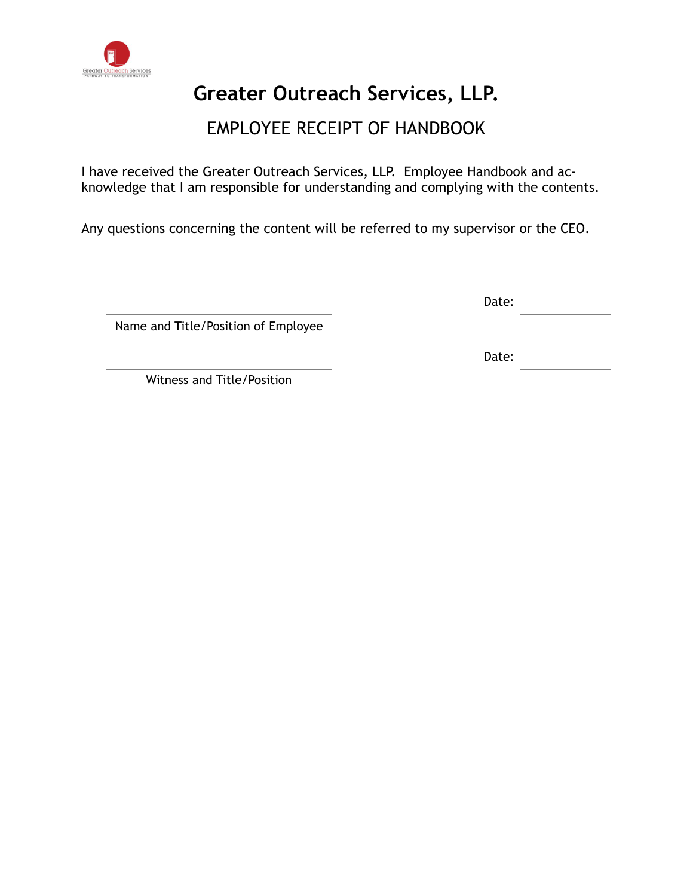# Greater Outreach Services, LLP.

## EMPLOYEE RECEIPT OF HANDBOOK

I have received the Greater Outreach Services, LLP. Employee Handbook and acknowledge that I am responsible for understanding and complying with the contents.

Any questions concerning the content will be referred to my supervisor or the CEO.

\_\_\_\_\_\_\_\_\_\_\_\_\_\_\_\_\_\_\_\_\_\_\_\_\_\_\_\_\_\_\_\_\_\_ Date: \_\_\_\_\_\_\_\_\_\_\_\_

Name and Title/Position of Employee

\_\_\_\_\_\_\_\_\_\_\_\_\_\_\_\_\_\_\_\_\_\_\_\_\_\_\_\_\_\_\_\_\_\_ Date: \_\_\_\_\_\_\_\_\_\_\_\_

Witness and Title/Position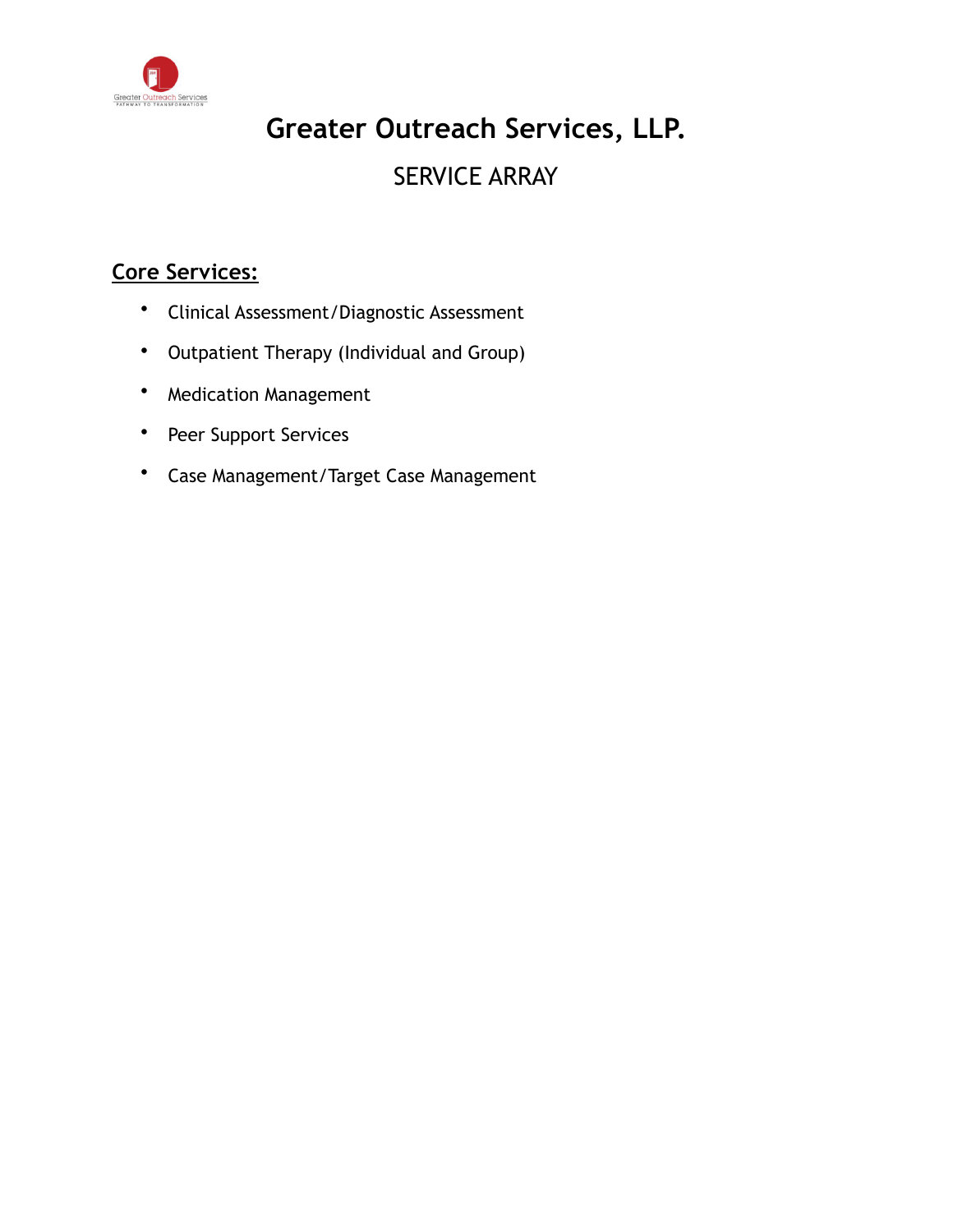# Greater Outreach Services, LLP.

## SERVICE ARRAY

**Core Services:**

- Clinical Assessment/Diagnostic Assessment
- Outpatient Therapy (Individual and Group)
- Medication Management
- Peer Support Services
- Case Management/Target Case Management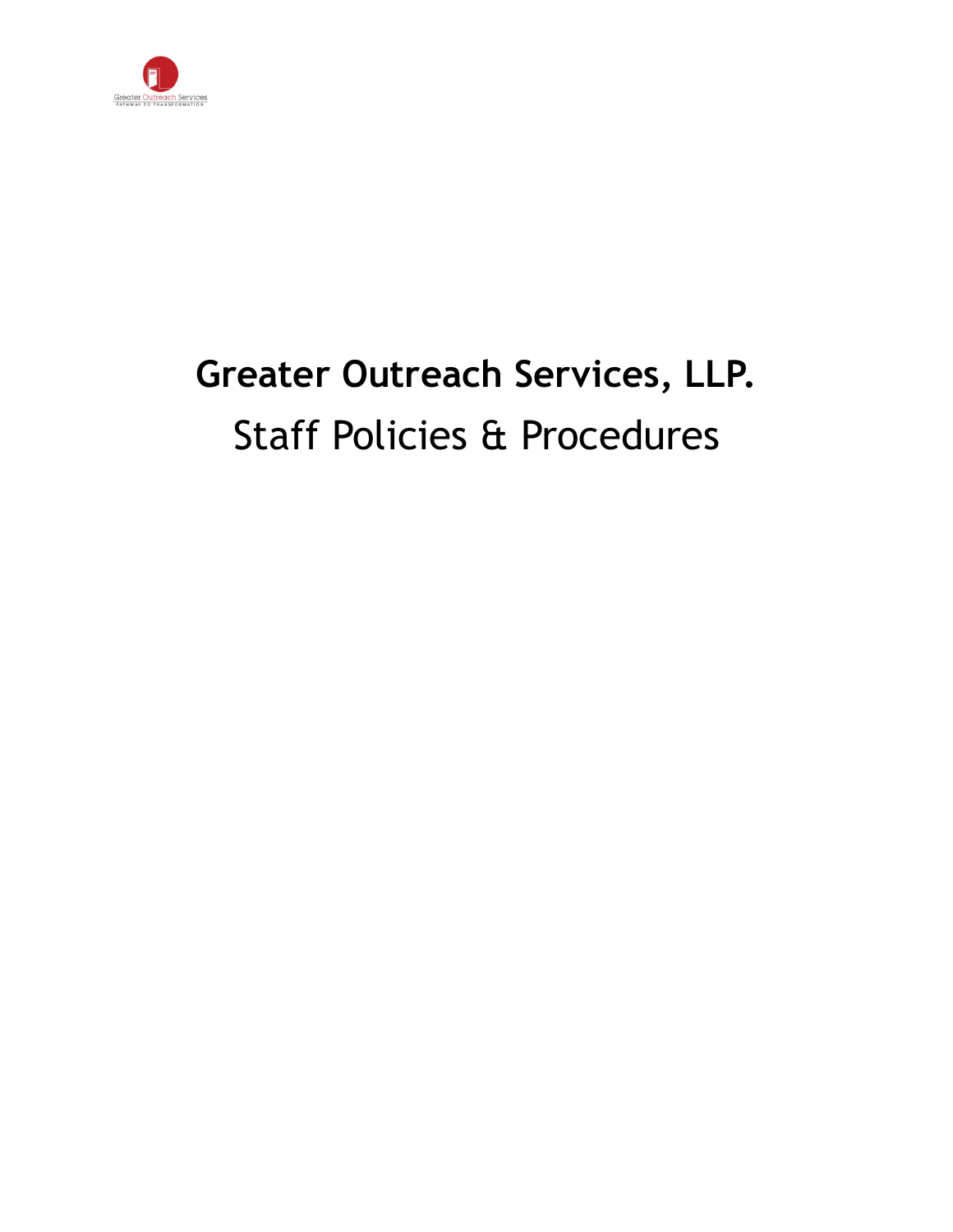# Greater Outreach Services, LLP.

## Staff Policies & Procedures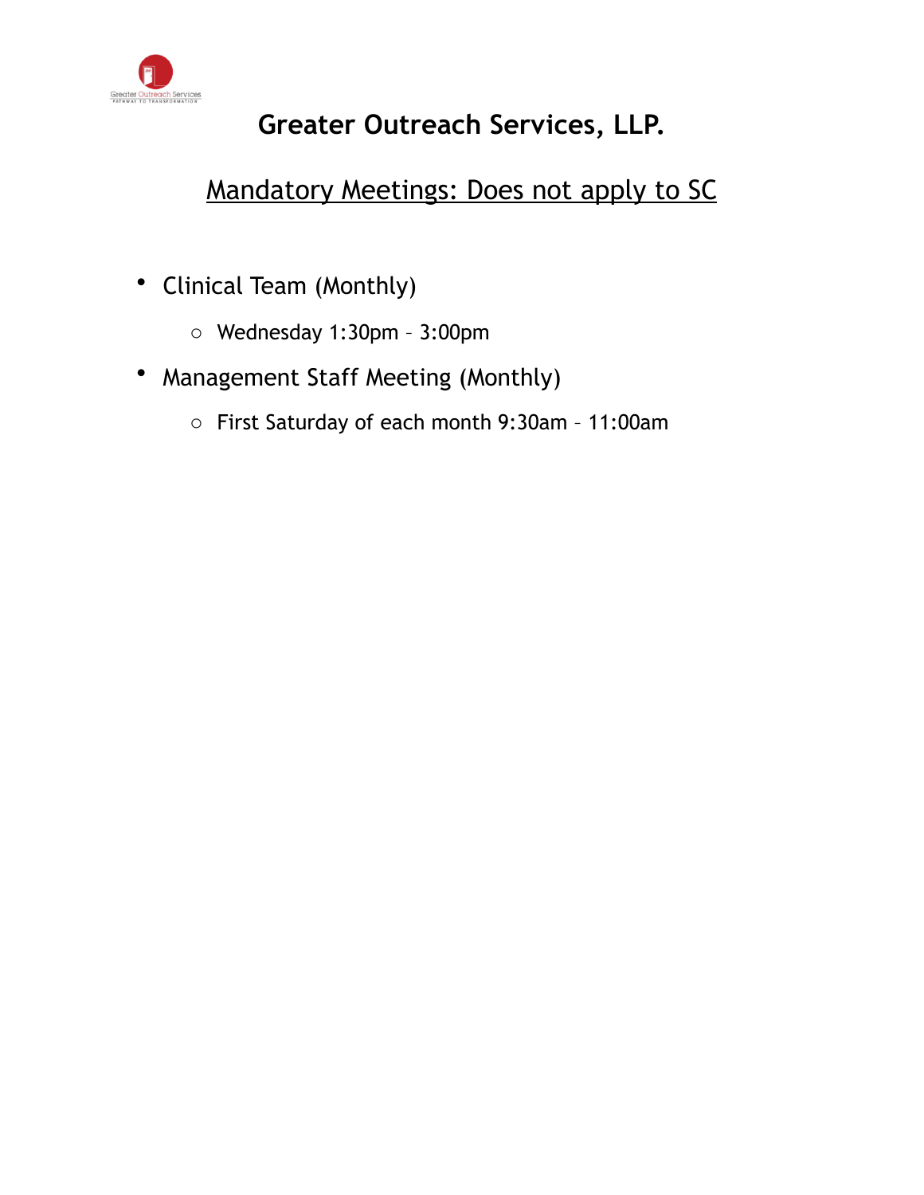# Greater Outreach Services, LLP.

## Mandatory Meetings: Does not apply to SC

- Clinical Team (Monthly)
  - Wednesday 1:30pm – 3:00pm
- Management Staff Meeting (Monthly)
  - First Saturday of each month 9:30am – 11:00am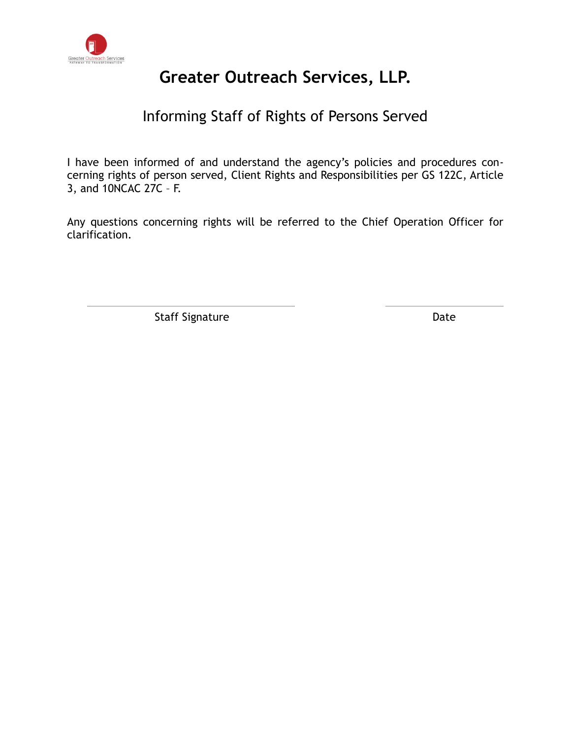# Greater Outreach Services, LLP.

## Informing Staff of Rights of Persons Served

I have been informed of and understand the agency's policies and procedures concerning rights of person served, Client Rights and Responsibilities per GS 122C, Article 3, and 10NCAC 27C – F.

Any questions concerning rights will be referred to the Chief Operation Officer for clarification.

| \_\_\_\_\_\_\_\_\_\_\_\_\_\_\_\_\_\_\_\_\_\_\_\_\_\_\_\_\_\_ | \_\_\_\_\_\_\_\_\_\_\_\_\_\_\_\_\_\_ |
|---|---|
| Staff Signature | Date |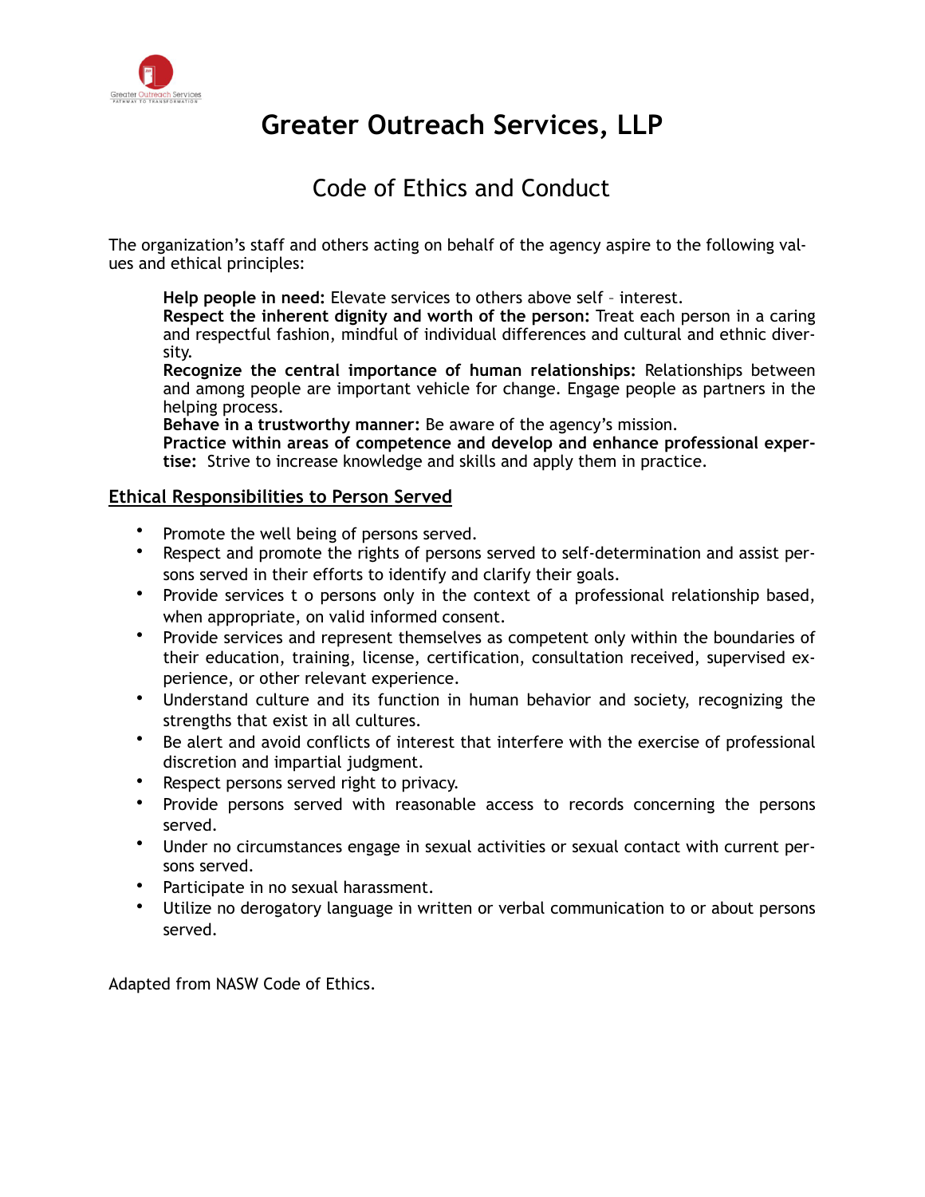# Greater Outreach Services, LLP

## Code of Ethics and Conduct

The organization's staff and others acting on behalf of the agency aspire to the following values and ethical principles:

**Help people in need:** Elevate services to others above self – interest.
**Respect the inherent dignity and worth of the person:** Treat each person in a caring and respectful fashion, mindful of individual differences and cultural and ethnic diversity.
**Recognize the central importance of human relationships:** Relationships between and among people are important vehicle for change. Engage people as partners in the helping process.
**Behave in a trustworthy manner:** Be aware of the agency's mission.
**Practice within areas of competence and develop and enhance professional expertise:** Strive to increase knowledge and skills and apply them in practice.

## Ethical Responsibilities to Person Served

- Promote the well being of persons served.
- Respect and promote the rights of persons served to self-determination and assist persons served in their efforts to identify and clarify their goals.
- Provide services t o persons only in the context of a professional relationship based, when appropriate, on valid informed consent.
- Provide services and represent themselves as competent only within the boundaries of their education, training, license, certification, consultation received, supervised experience, or other relevant experience.
- Understand culture and its function in human behavior and society, recognizing the strengths that exist in all cultures.
- Be alert and avoid conflicts of interest that interfere with the exercise of professional discretion and impartial judgment.
- Respect persons served right to privacy.
- Provide persons served with reasonable access to records concerning the persons served.
- Under no circumstances engage in sexual activities or sexual contact with current persons served.
- Participate in no sexual harassment.
- Utilize no derogatory language in written or verbal communication to or about persons served.

Adapted from NASW Code of Ethics.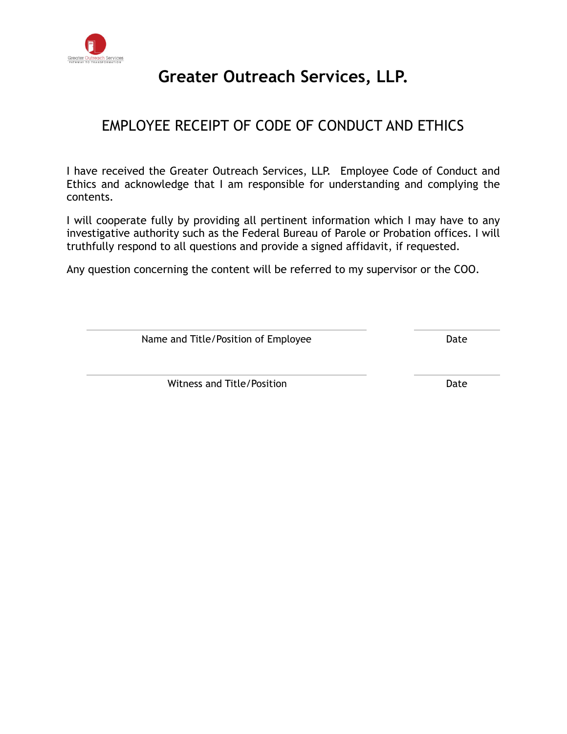# Greater Outreach Services, LLP.

## EMPLOYEE RECEIPT OF CODE OF CONDUCT AND ETHICS

I have received the Greater Outreach Services, LLP. Employee Code of Conduct and Ethics and acknowledge that I am responsible for understanding and complying the contents.

I will cooperate fully by providing all pertinent information which I may have to any investigative authority such as the Federal Bureau of Parole or Probation offices. I will truthfully respond to all questions and provide a signed affidavit, if requested.

Any question concerning the content will be referred to my supervisor or the COO.

______________________________________ ______________

Name and Title/Position of Employee Date

______________________________________ ______________

Witness and Title/Position Date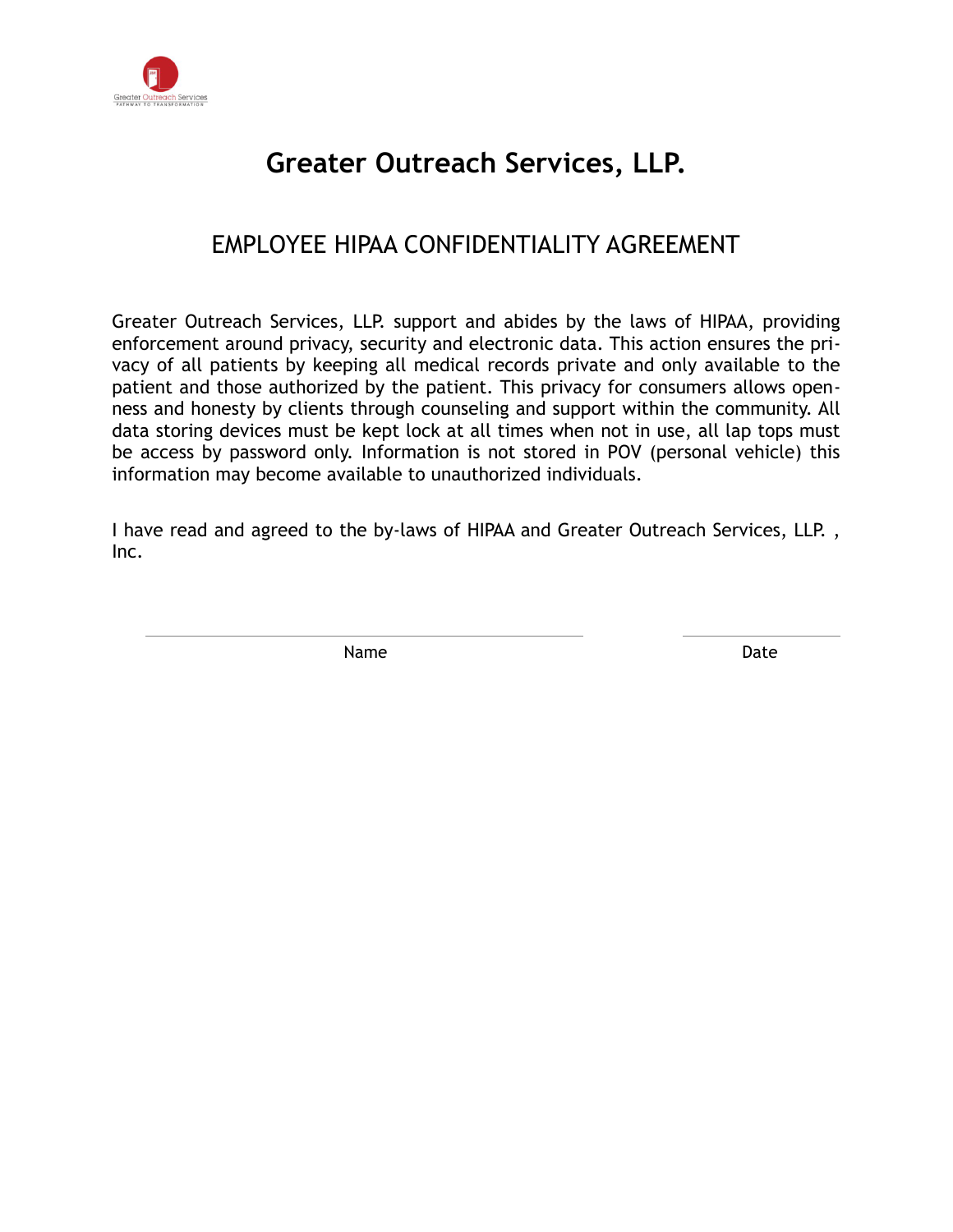# Greater Outreach Services, LLP.

## EMPLOYEE HIPAA CONFIDENTIALITY AGREEMENT

Greater Outreach Services, LLP. support and abides by the laws of HIPAA, providing enforcement around privacy, security and electronic data. This action ensures the privacy of all patients by keeping all medical records private and only available to the patient and those authorized by the patient. This privacy for consumers allows openness and honesty by clients through counseling and support within the community. All data storing devices must be kept lock at all times when not in use, all lap tops must be access by password only. Information is not stored in POV (personal vehicle) this information may become available to unauthorized individuals.

I have read and agreed to the by-laws of HIPAA and Greater Outreach Services, LLP. , Inc.

_______________________________________ ____________________

Name Date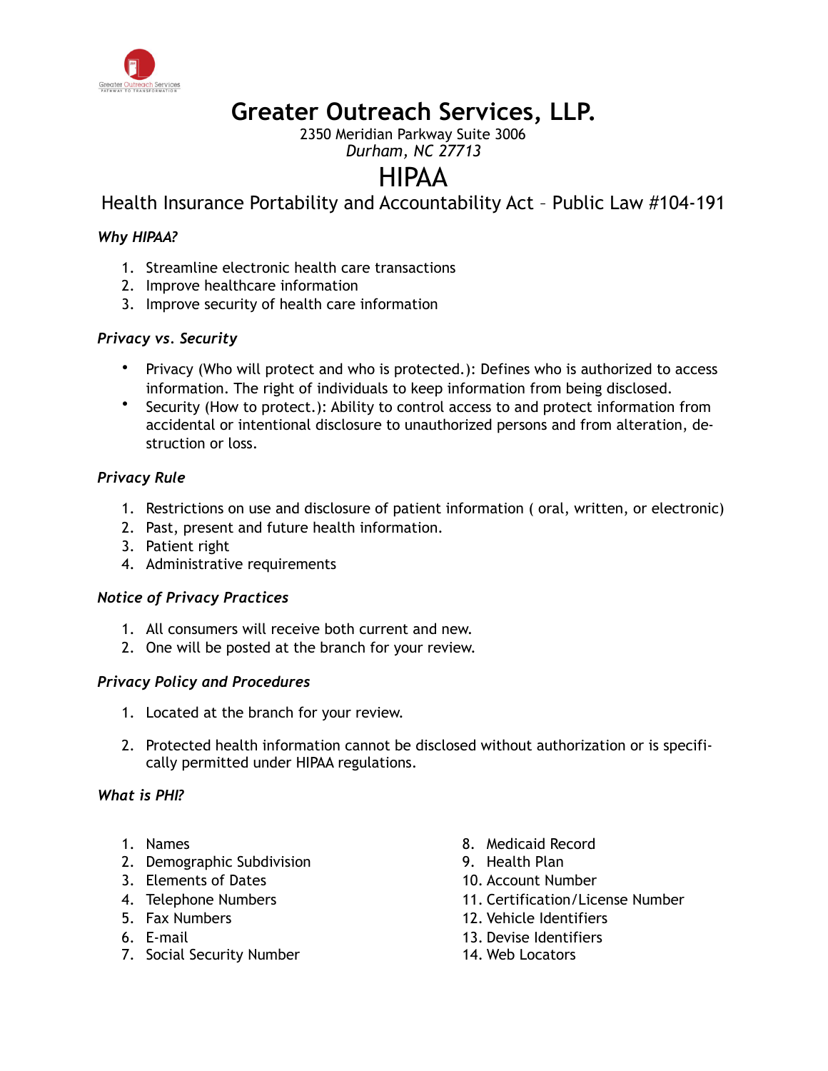# Greater Outreach Services, LLP.

2350 Meridian Parkway Suite 3006
*Durham, NC 27713*

# HIPAA

## Health Insurance Portability and Accountability Act – Public Law #104-191

***Why HIPAA?***

1. Streamline electronic health care transactions
2. Improve healthcare information
3. Improve security of health care information

***Privacy vs. Security***

- Privacy (Who will protect and who is protected.): Defines who is authorized to access information. The right of individuals to keep information from being disclosed.
- Security (How to protect.): Ability to control access to and protect information from accidental or intentional disclosure to unauthorized persons and from alteration, destruction or loss.

***Privacy Rule***

1. Restrictions on use and disclosure of patient information ( oral, written, or electronic)
2. Past, present and future health information.
3. Patient right
4. Administrative requirements

***Notice of Privacy Practices***

1. All consumers will receive both current and new.
2. One will be posted at the branch for your review.

***Privacy Policy and Procedures***

1. Located at the branch for your review.
2. Protected health information cannot be disclosed without authorization or is specifically permitted under HIPAA regulations.

***What is PHI?***

1. Names
2. Demographic Subdivision
3. Elements of Dates
4. Telephone Numbers
5. Fax Numbers
6. E-mail
7. Social Security Number
8. Medicaid Record
9. Health Plan
10. Account Number
11. Certification/License Number
12. Vehicle Identifiers
13. Devise Identifiers
14. Web Locators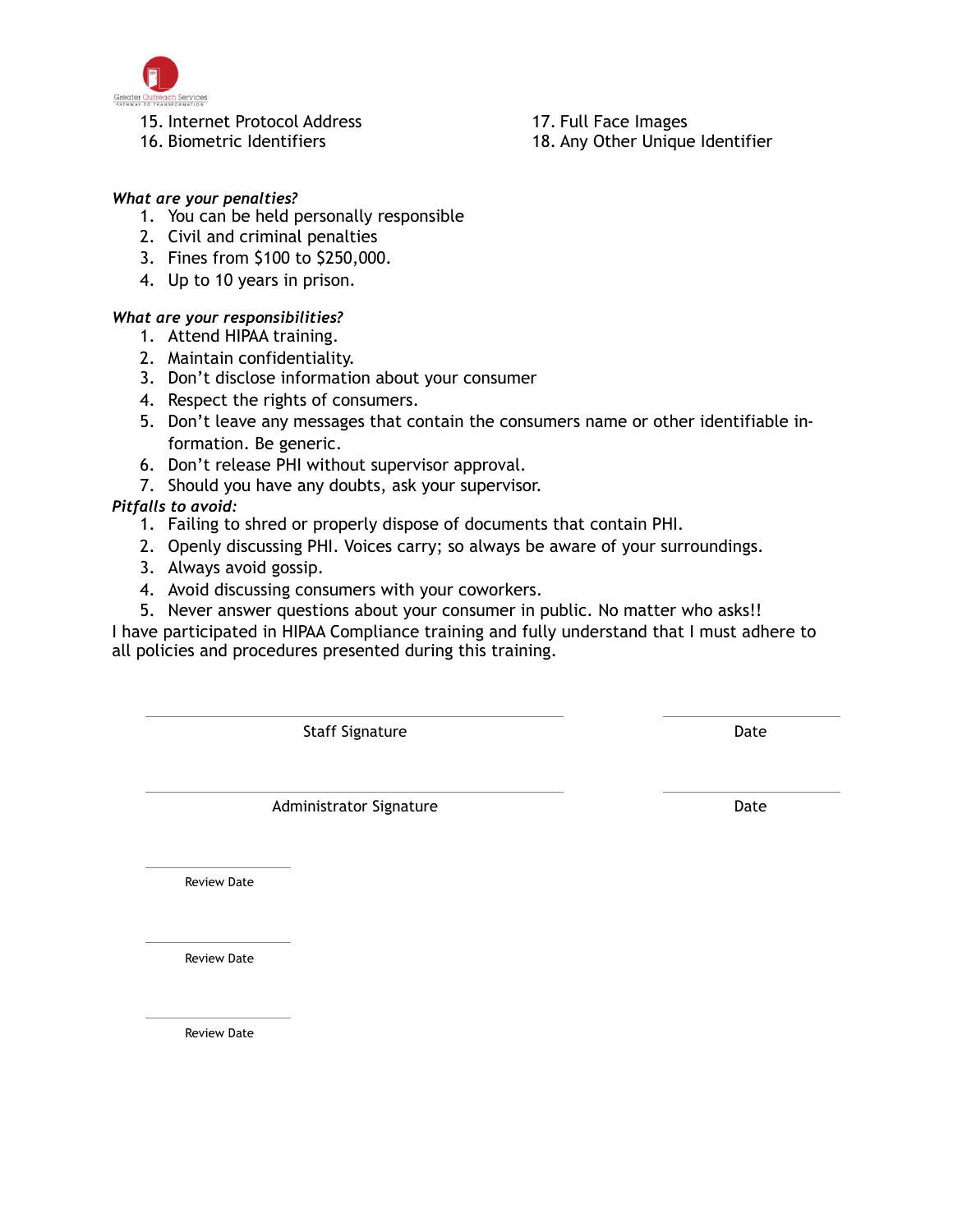15. Internet Protocol Address
16. Biometric Identifiers
17. Full Face Images
18. Any Other Unique Identifier

*What are your penalties?*

1. You can be held personally responsible
2. Civil and criminal penalties
3. Fines from $100 to $250,000.
4. Up to 10 years in prison.

*What are your responsibilities?*

1. Attend HIPAA training.
2. Maintain confidentiality.
3. Don't disclose information about your consumer
4. Respect the rights of consumers.
5. Don't leave any messages that contain the consumers name or other identifiable information. Be generic.
6. Don't release PHI without supervisor approval.
7. Should you have any doubts, ask your supervisor.

*Pitfalls to avoid:*

1. Failing to shred or properly dispose of documents that contain PHI.
2. Openly discussing PHI. Voices carry; so always be aware of your surroundings.
3. Always avoid gossip.
4. Avoid discussing consumers with your coworkers.
5. Never answer questions about your consumer in public. No matter who asks!!

I have participated in HIPAA Compliance training and fully understand that I must adhere to all policies and procedures presented during this training.

| | |
|---|---|
| ______________________________ | ______________ |
| Staff Signature | Date |
| ______________________________ | ______________ |
| Administrator Signature | Date |

______________
Review Date

______________
Review Date

______________
Review Date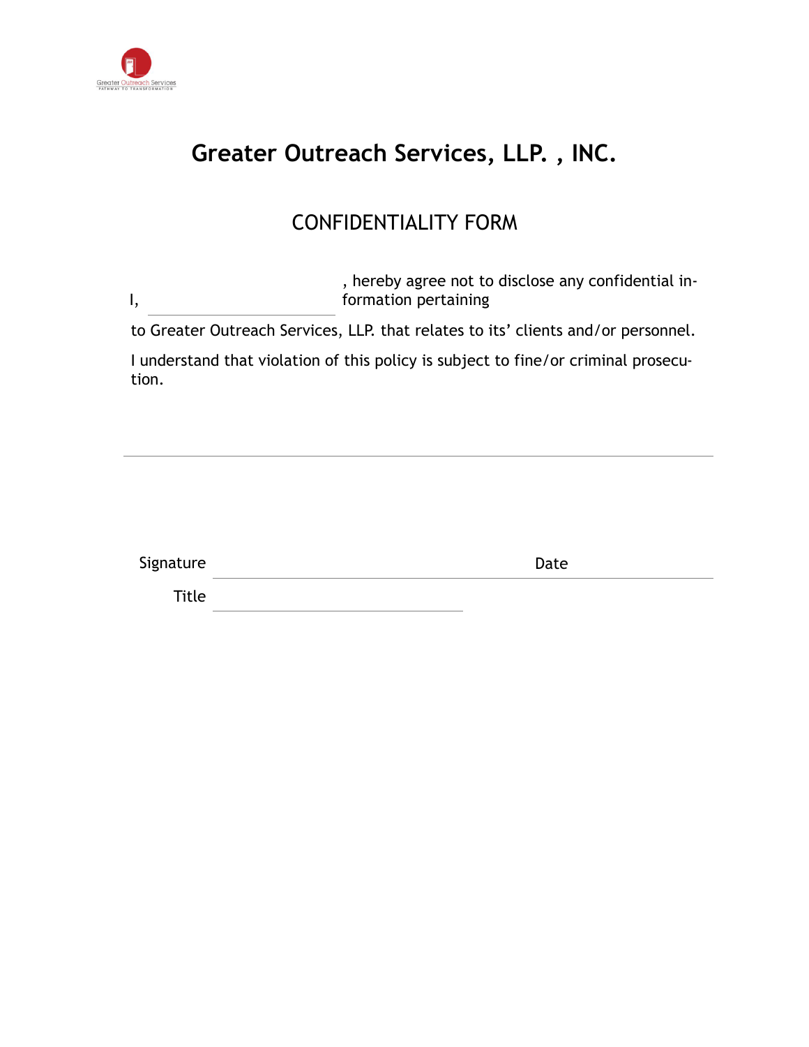# Greater Outreach Services, LLP. , INC.

## CONFIDENTIALITY FORM

I, ______________________, hereby agree not to disclose any confidential information pertaining

to Greater Outreach Services, LLP. that relates to its' clients and/or personnel.

I understand that violation of this policy is subject to fine/or criminal prosecution.

---

Signature ______________________ Date ______________________

Title ______________________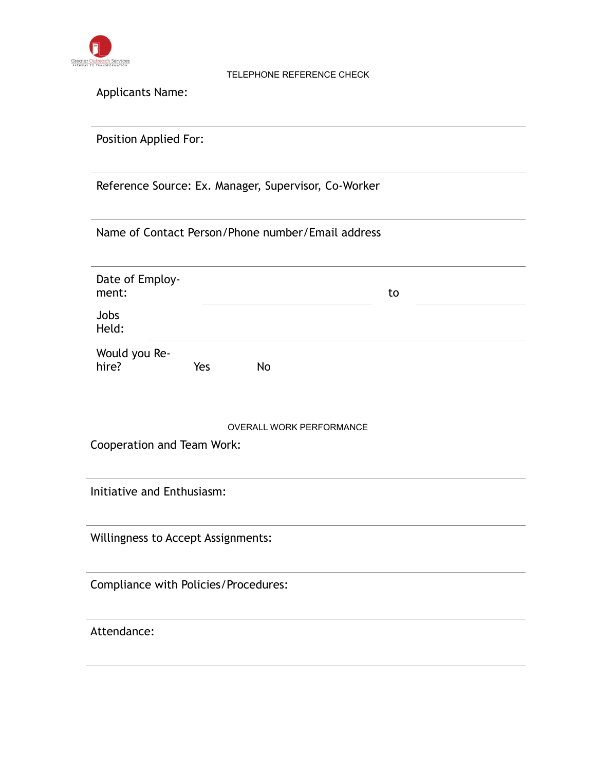Greater Outreach Services
PATHWAY TO TRANSFORMATION

## TELEPHONE REFERENCE CHECK

Applicants Name:

---

Position Applied For:

---

Reference Source: Ex. Manager, Supervisor, Co-Worker

---

Name of Contact Person/Phone number/Email address

---

Date of Employment: ______________________ to ______________

Jobs Held: ______________________________________________

Would you Re-hire? Yes No

## OVERALL WORK PERFORMANCE

Cooperation and Team Work:

---

Initiative and Enthusiasm:

---

Willingness to Accept Assignments:

---

Compliance with Policies/Procedures:

---

Attendance:

---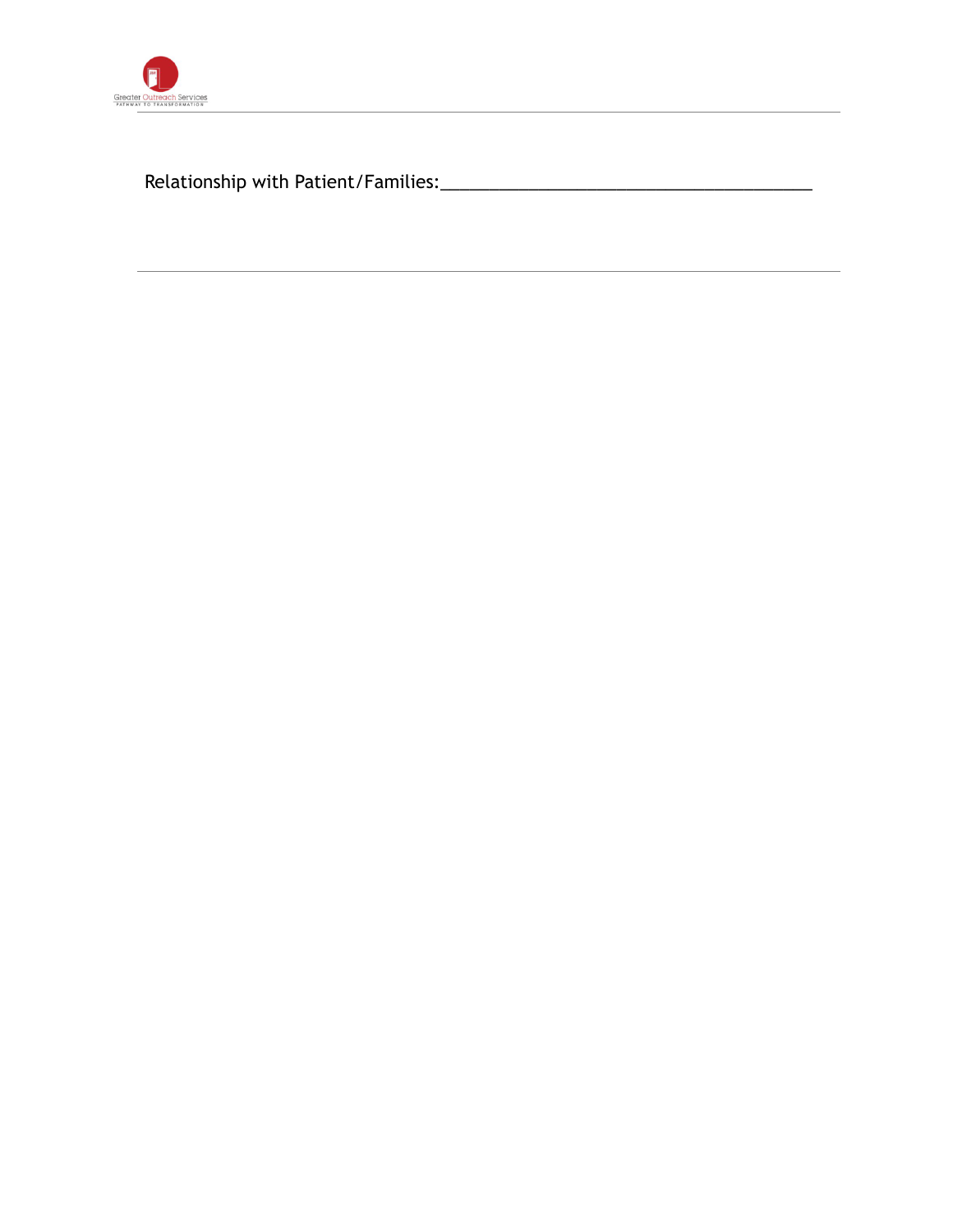Relationship with Patient/Families:_______________________________________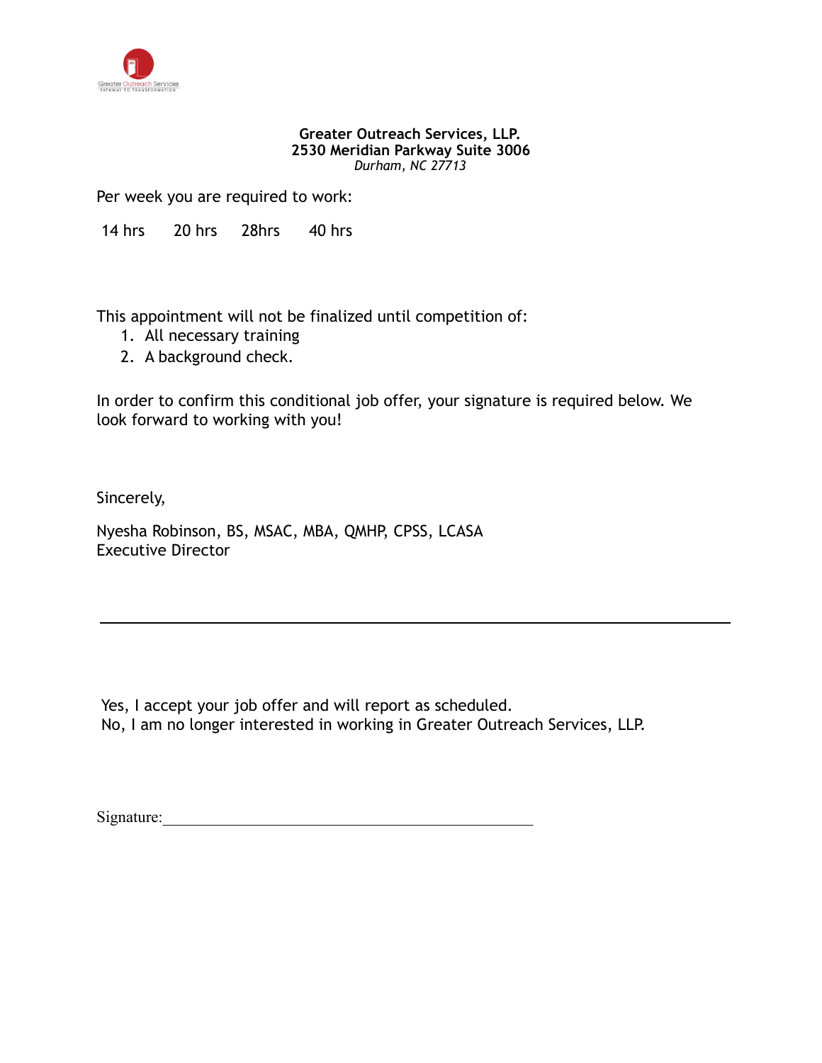**Greater Outreach Services, LLP.**
**2530 Meridian Parkway Suite 3006**
*Durham, NC 27713*

Per week you are required to work:

14 hrs 20 hrs 28hrs 40 hrs

This appointment will not be finalized until competition of:

1. All necessary training
2. A background check.

In order to confirm this conditional job offer, your signature is required below. We look forward to working with you!

Sincerely,

Nyesha Robinson, BS, MSAC, MBA, QMHP, CPSS, LCASA
Executive Director

---

Yes, I accept your job offer and will report as scheduled.
No, I am no longer interested in working in Greater Outreach Services, LLP.

Signature:_______________________________________________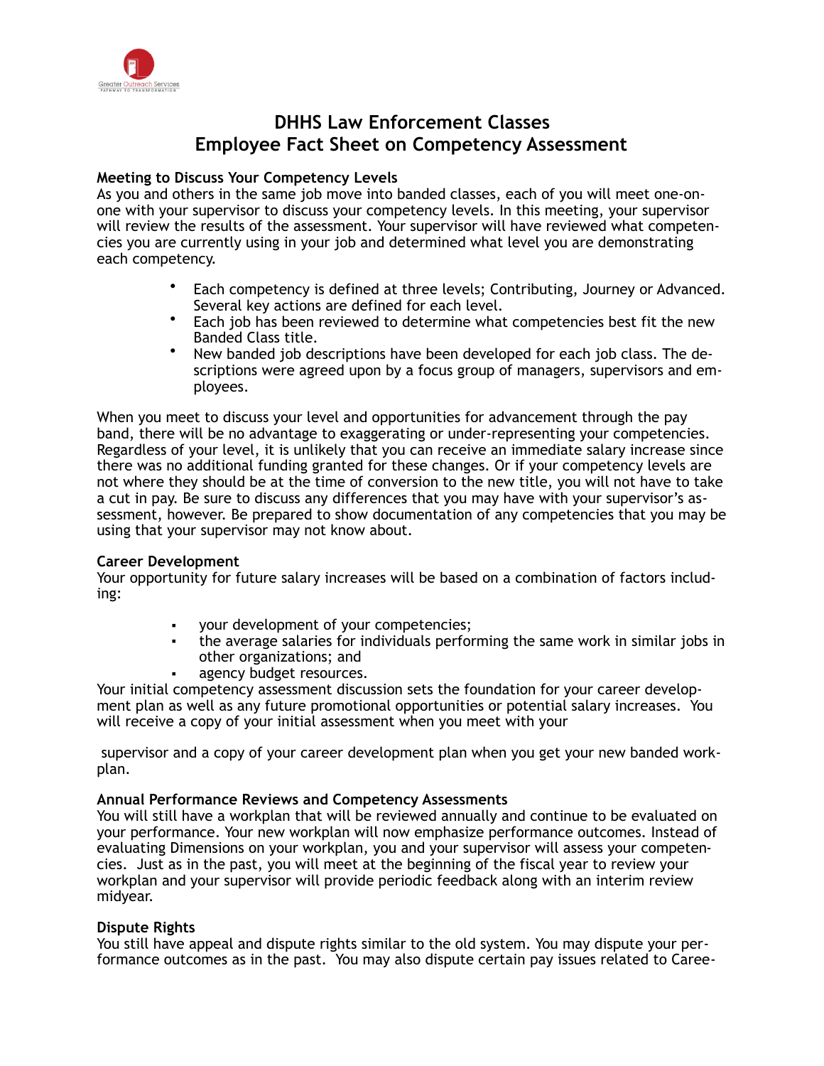# DHHS Law Enforcement Classes
# Employee Fact Sheet on Competency Assessment

**Meeting to Discuss Your Competency Levels**
As you and others in the same job move into banded classes, each of you will meet one-on-one with your supervisor to discuss your competency levels. In this meeting, your supervisor will review the results of the assessment. Your supervisor will have reviewed what competencies you are currently using in your job and determined what level you are demonstrating each competency.

- Each competency is defined at three levels; Contributing, Journey or Advanced. Several key actions are defined for each level.
- Each job has been reviewed to determine what competencies best fit the new Banded Class title.
- New banded job descriptions have been developed for each job class. The descriptions were agreed upon by a focus group of managers, supervisors and employees.

When you meet to discuss your level and opportunities for advancement through the pay band, there will be no advantage to exaggerating or under-representing your competencies. Regardless of your level, it is unlikely that you can receive an immediate salary increase since there was no additional funding granted for these changes. Or if your competency levels are not where they should be at the time of conversion to the new title, you will not have to take a cut in pay. Be sure to discuss any differences that you may have with your supervisor's assessment, however. Be prepared to show documentation of any competencies that you may be using that your supervisor may not know about.

**Career Development**
Your opportunity for future salary increases will be based on a combination of factors including:

- your development of your competencies;
- the average salaries for individuals performing the same work in similar jobs in other organizations; and
- agency budget resources.

Your initial competency assessment discussion sets the foundation for your career development plan as well as any future promotional opportunities or potential salary increases. You will receive a copy of your initial assessment when you meet with your supervisor and a copy of your career development plan when you get your new banded workplan.

**Annual Performance Reviews and Competency Assessments**
You will still have a workplan that will be reviewed annually and continue to be evaluated on your performance. Your new workplan will now emphasize performance outcomes. Instead of evaluating Dimensions on your workplan, you and your supervisor will assess your competencies. Just as in the past, you will meet at the beginning of the fiscal year to review your workplan and your supervisor will provide periodic feedback along with an interim review midyear.

**Dispute Rights**
You still have appeal and dispute rights similar to the old system. You may dispute your performance outcomes as in the past. You may also dispute certain pay issues related to Caree-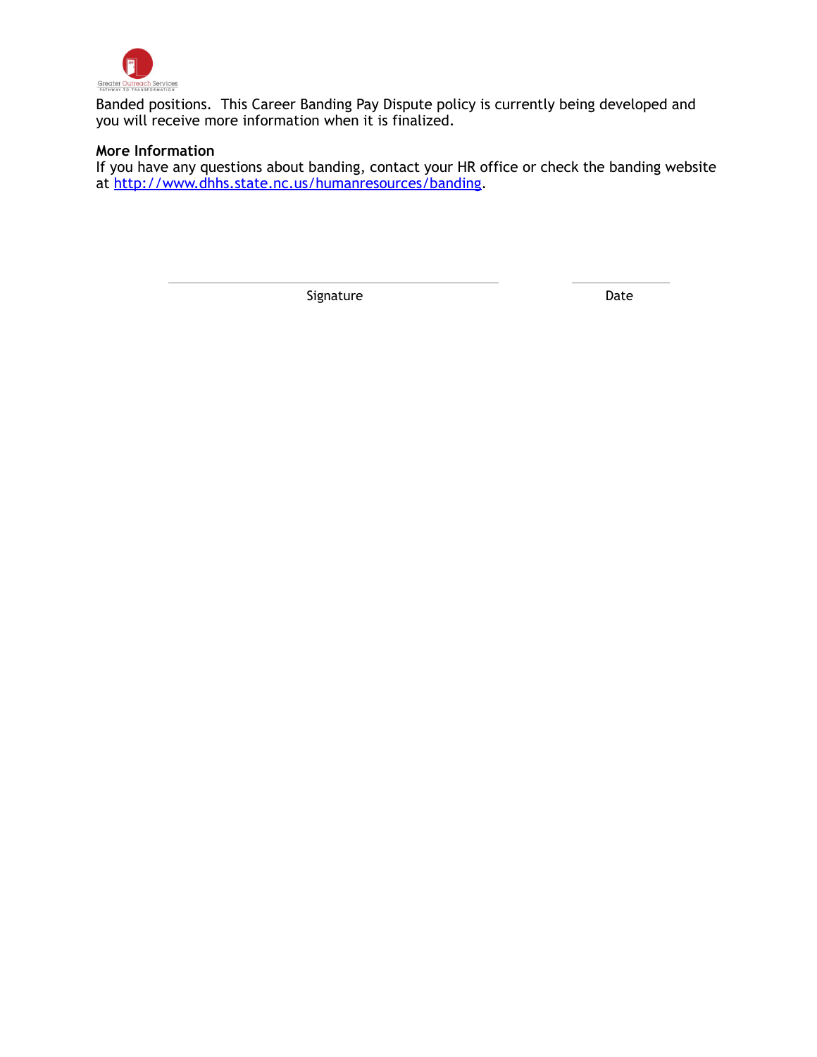Banded positions.  This Career Banding Pay Dispute policy is currently being developed and you will receive more information when it is finalized.

**More Information**

If you have any questions about banding, contact your HR office or check the banding website at [http://www.dhhs.state.nc.us/humanresources/banding](http://www.dhhs.state.nc.us/humanresources/banding).

______________________________________________ ______________

Signature Date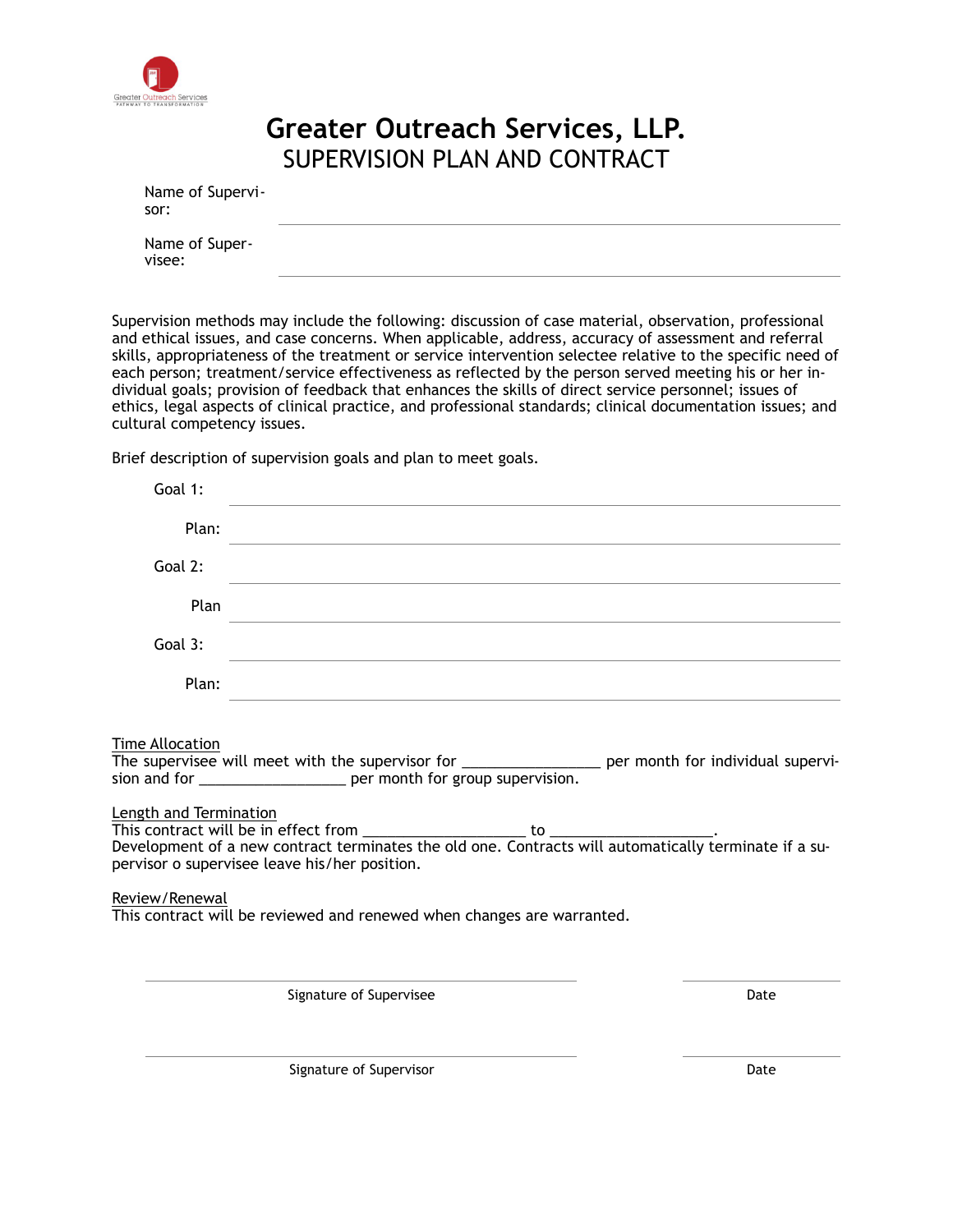# Greater Outreach Services, LLP.

## SUPERVISION PLAN AND CONTRACT

Name of Supervisor: ______________________________

Name of Supervisee: ______________________________

Supervision methods may include the following: discussion of case material, observation, professional and ethical issues, and case concerns. When applicable, address, accuracy of assessment and referral skills, appropriateness of the treatment or service intervention selectee relative to the specific need of each person; treatment/service effectiveness as reflected by the person served meeting his or her individual goals; provision of feedback that enhances the skills of direct service personnel; issues of ethics, legal aspects of clinical practice, and professional standards; clinical documentation issues; and cultural competency issues.

Brief description of supervision goals and plan to meet goals.

Goal 1: ______________________________

Plan: ______________________________

Goal 2: ______________________________

Plan ______________________________

Goal 3: ______________________________

Plan: ______________________________

<u>Time Allocation</u>
The supervisee will meet with the supervisor for _________________ per month for individual supervision and for __________________ per month for group supervision.

<u>Length and Termination</u>
This contract will be in effect from ____________________ to ____________________.
Development of a new contract terminates the old one. Contracts will automatically terminate if a supervisor o supervisee leave his/her position.

<u>Review/Renewal</u>
This contract will be reviewed and renewed when changes are warranted.

______________________________ ______________
Signature of Supervisee Date

______________________________ ______________
Signature of Supervisor Date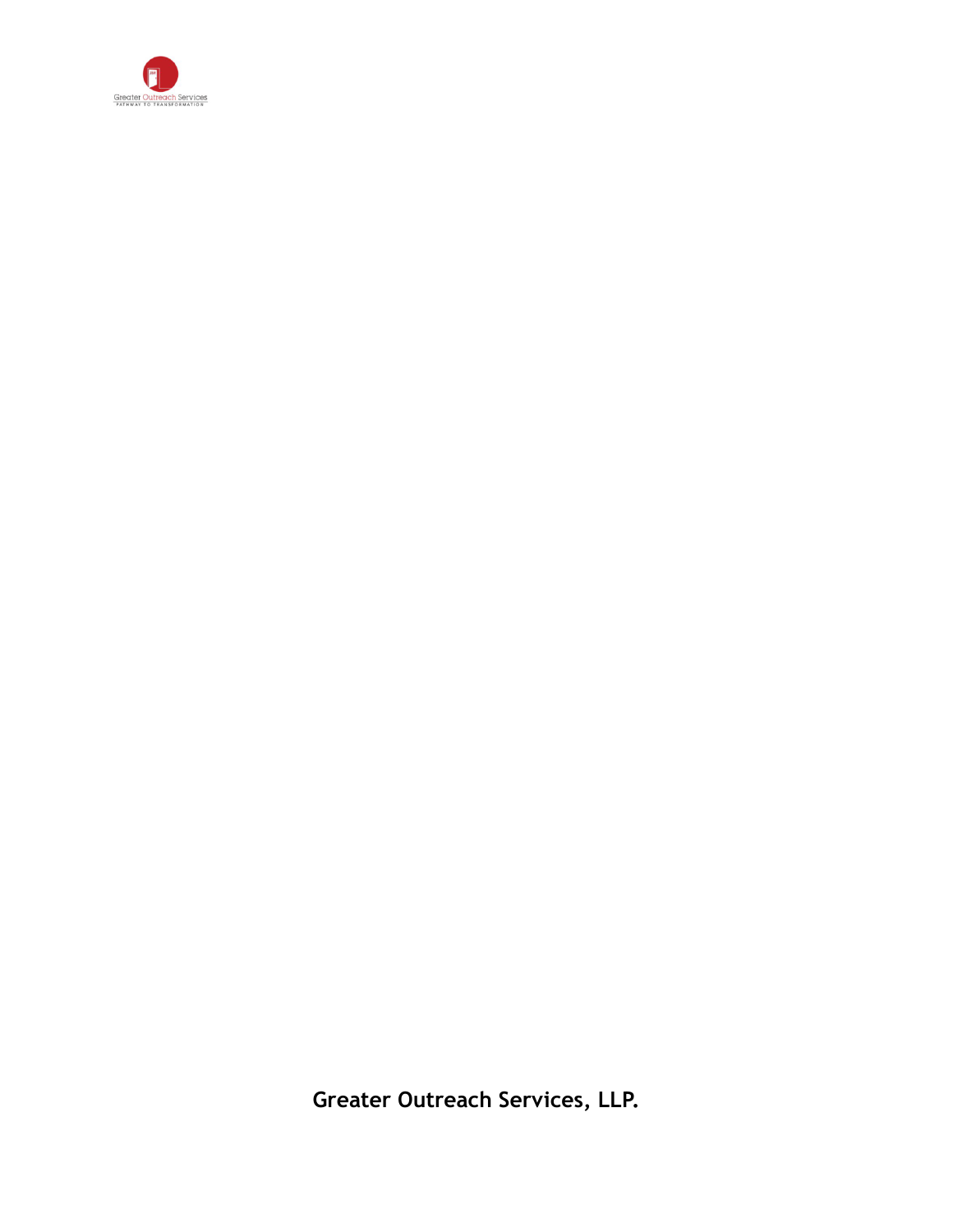**Greater Outreach Services, LLP.**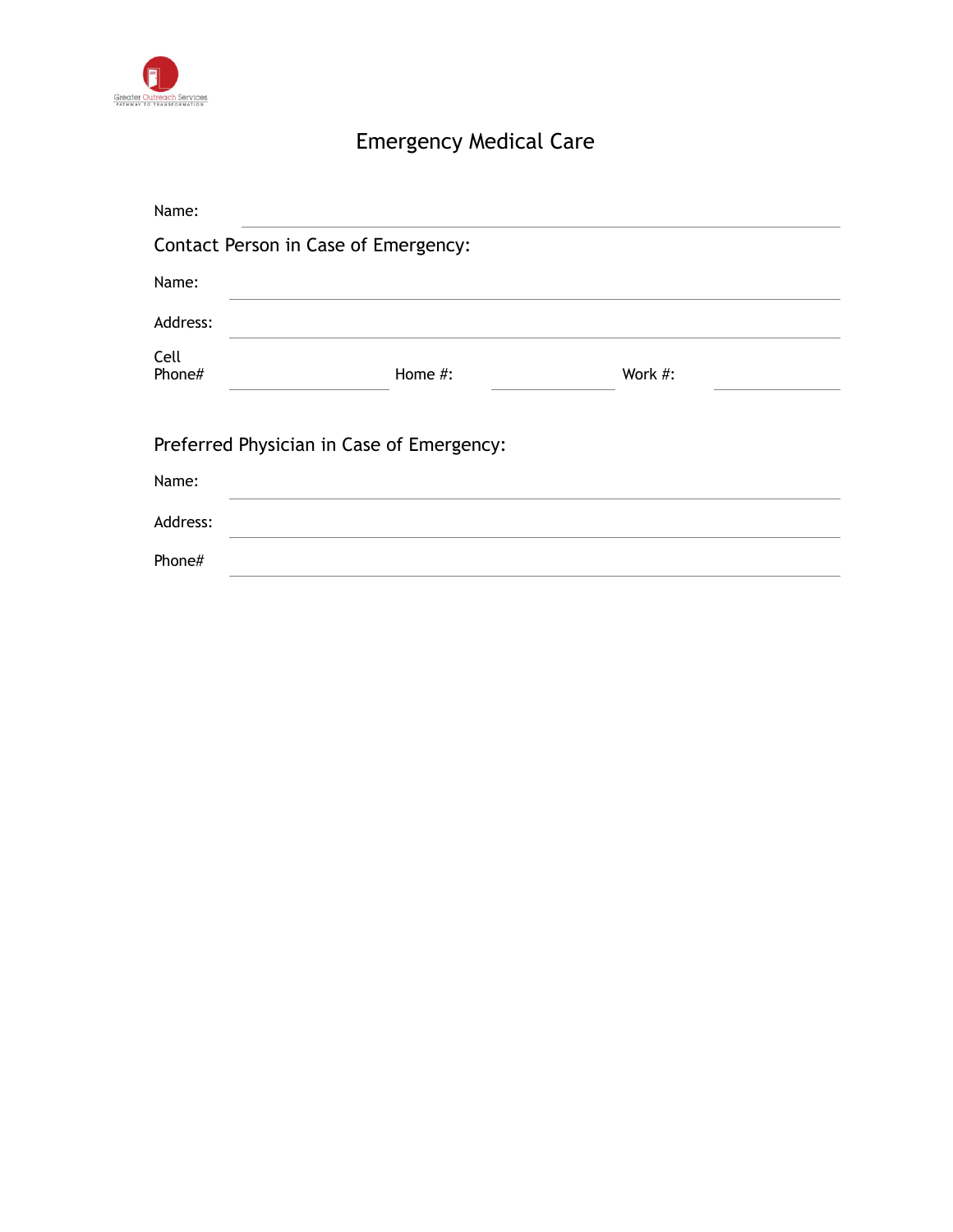Greater Outreach Services
PATHWAY TO TRANSFORMATION

# Emergency Medical Care

Name: ______________________________

## Contact Person in Case of Emergency:

Name: ______________________________

Address: ______________________________

Cell Phone# ____________ Home #: ____________ Work #: ____________

## Preferred Physician in Case of Emergency:

Name: ______________________________

Address: ______________________________

Phone# ______________________________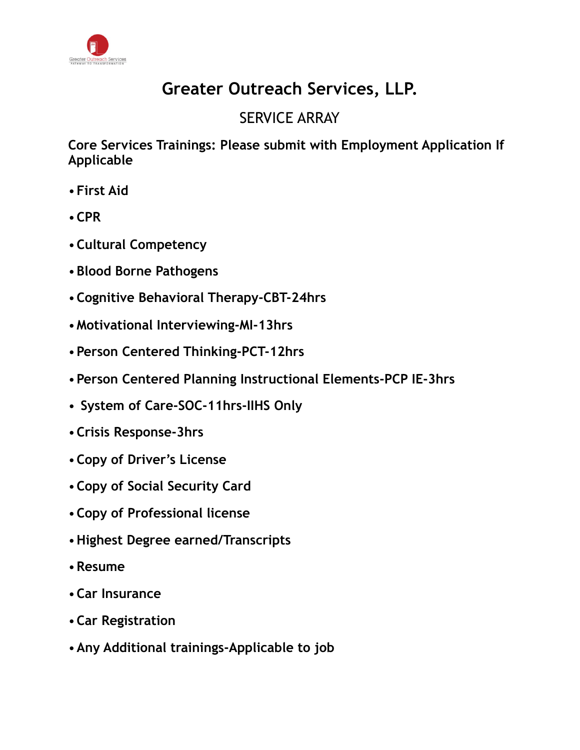# Greater Outreach Services, LLP.

## SERVICE ARRAY

**Core Services Trainings: Please submit with Employment Application If Applicable**

- **First Aid**
- **CPR**
- **Cultural Competency**
- **Blood Borne Pathogens**
- **Cognitive Behavioral Therapy-CBT-24hrs**
- **Motivational Interviewing-MI-13hrs**
- **Person Centered Thinking-PCT-12hrs**
- **Person Centered Planning Instructional Elements-PCP IE-3hrs**
- **System of Care-SOC-11hrs-IIHS Only**
- **Crisis Response-3hrs**
- **Copy of Driver's License**
- **Copy of Social Security Card**
- **Copy of Professional license**
- **Highest Degree earned/Transcripts**
- **Resume**
- **Car Insurance**
- **Car Registration**
- **Any Additional trainings-Applicable to job**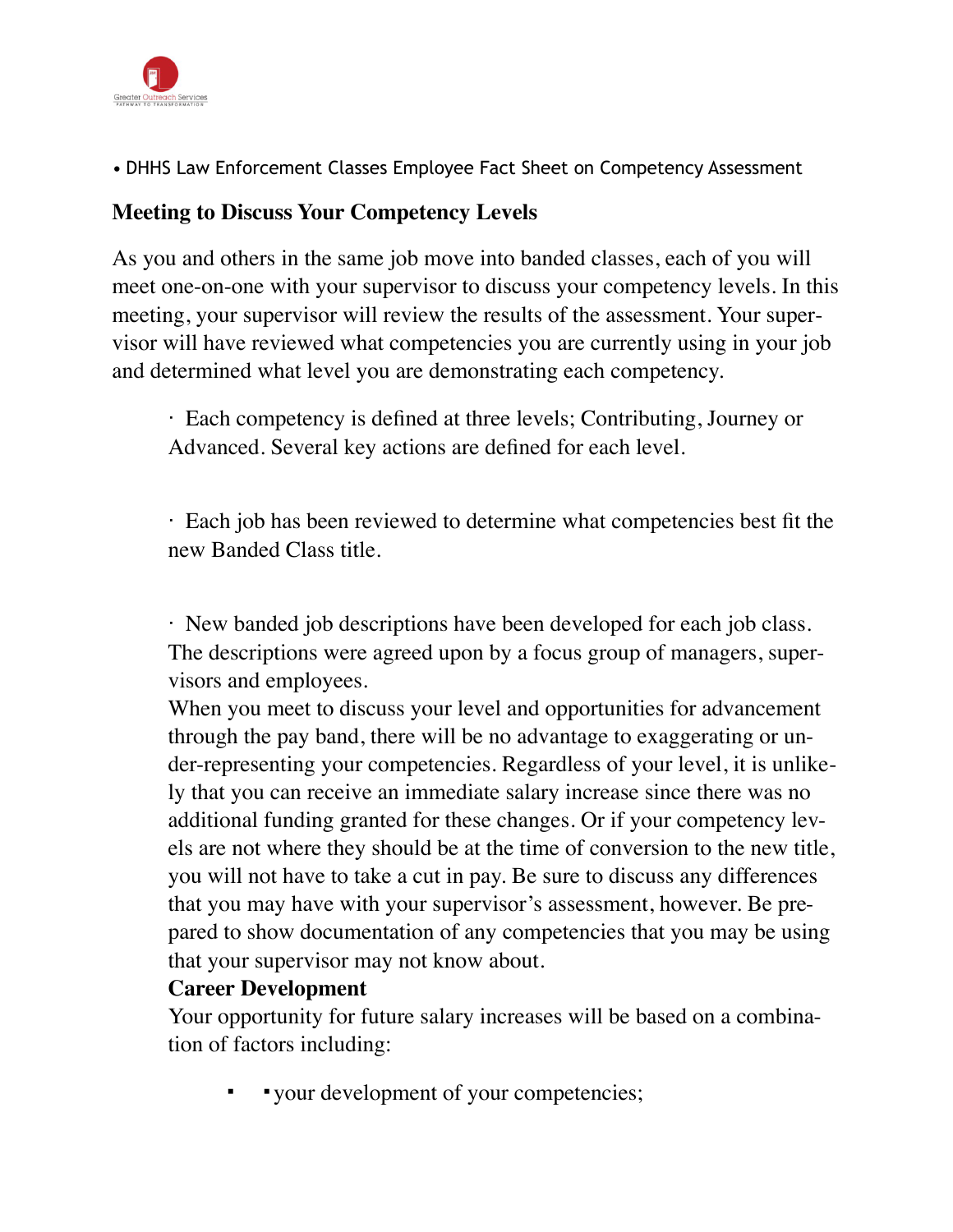• DHHS Law Enforcement Classes Employee Fact Sheet on Competency Assessment

## Meeting to Discuss Your Competency Levels

As you and others in the same job move into banded classes, each of you will meet one-on-one with your supervisor to discuss your competency levels. In this meeting, your supervisor will review the results of the assessment. Your supervisor will have reviewed what competencies you are currently using in your job and determined what level you are demonstrating each competency.

- Each competency is defined at three levels; Contributing, Journey or Advanced. Several key actions are defined for each level.
- Each job has been reviewed to determine what competencies best fit the new Banded Class title.
- New banded job descriptions have been developed for each job class. The descriptions were agreed upon by a focus group of managers, supervisors and employees.

When you meet to discuss your level and opportunities for advancement through the pay band, there will be no advantage to exaggerating or under-representing your competencies. Regardless of your level, it is unlikely that you can receive an immediate salary increase since there was no additional funding granted for these changes. Or if your competency levels are not where they should be at the time of conversion to the new title, you will not have to take a cut in pay. Be sure to discuss any differences that you may have with your supervisor's assessment, however. Be prepared to show documentation of any competencies that you may be using that your supervisor may not know about.

**Career Development**

Your opportunity for future salary increases will be based on a combination of factors including:

- your development of your competencies;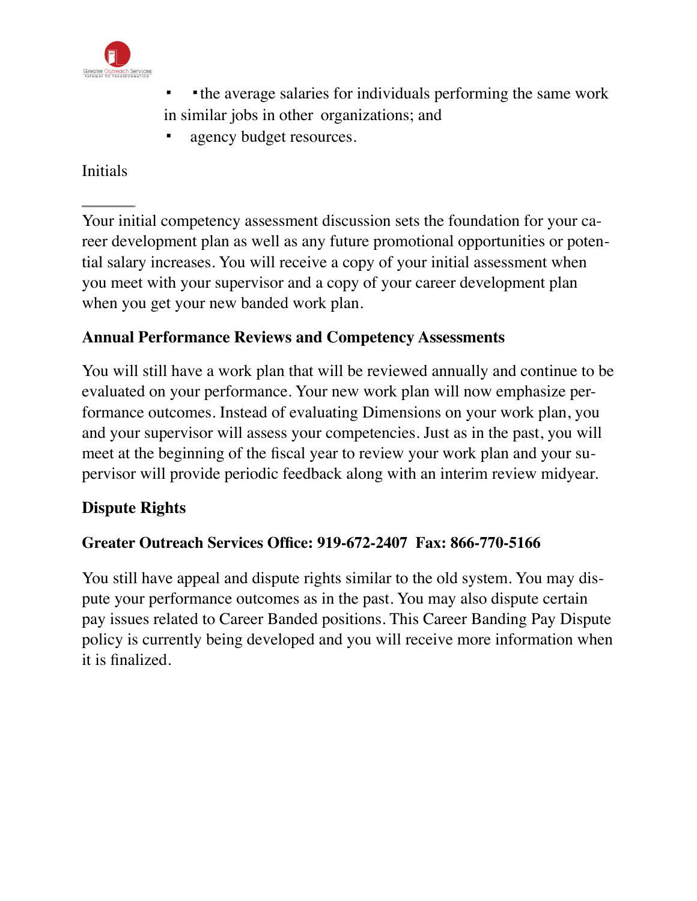- the average salaries for individuals performing the same work in similar jobs in other organizations; and
- agency budget resources.

Initials

______

Your initial competency assessment discussion sets the foundation for your career development plan as well as any future promotional opportunities or potential salary increases. You will receive a copy of your initial assessment when you meet with your supervisor and a copy of your career development plan when you get your new banded work plan.

**Annual Performance Reviews and Competency Assessments**

You will still have a work plan that will be reviewed annually and continue to be evaluated on your performance. Your new work plan will now emphasize performance outcomes. Instead of evaluating Dimensions on your work plan, you and your supervisor will assess your competencies. Just as in the past, you will meet at the beginning of the fiscal year to review your work plan and your supervisor will provide periodic feedback along with an interim review midyear.

**Dispute Rights**

**Greater Outreach Services Office: 919-672-2407 Fax: 866-770-5166**

You still have appeal and dispute rights similar to the old system. You may dispute your performance outcomes as in the past. You may also dispute certain pay issues related to Career Banded positions. This Career Banding Pay Dispute policy is currently being developed and you will receive more information when it is finalized.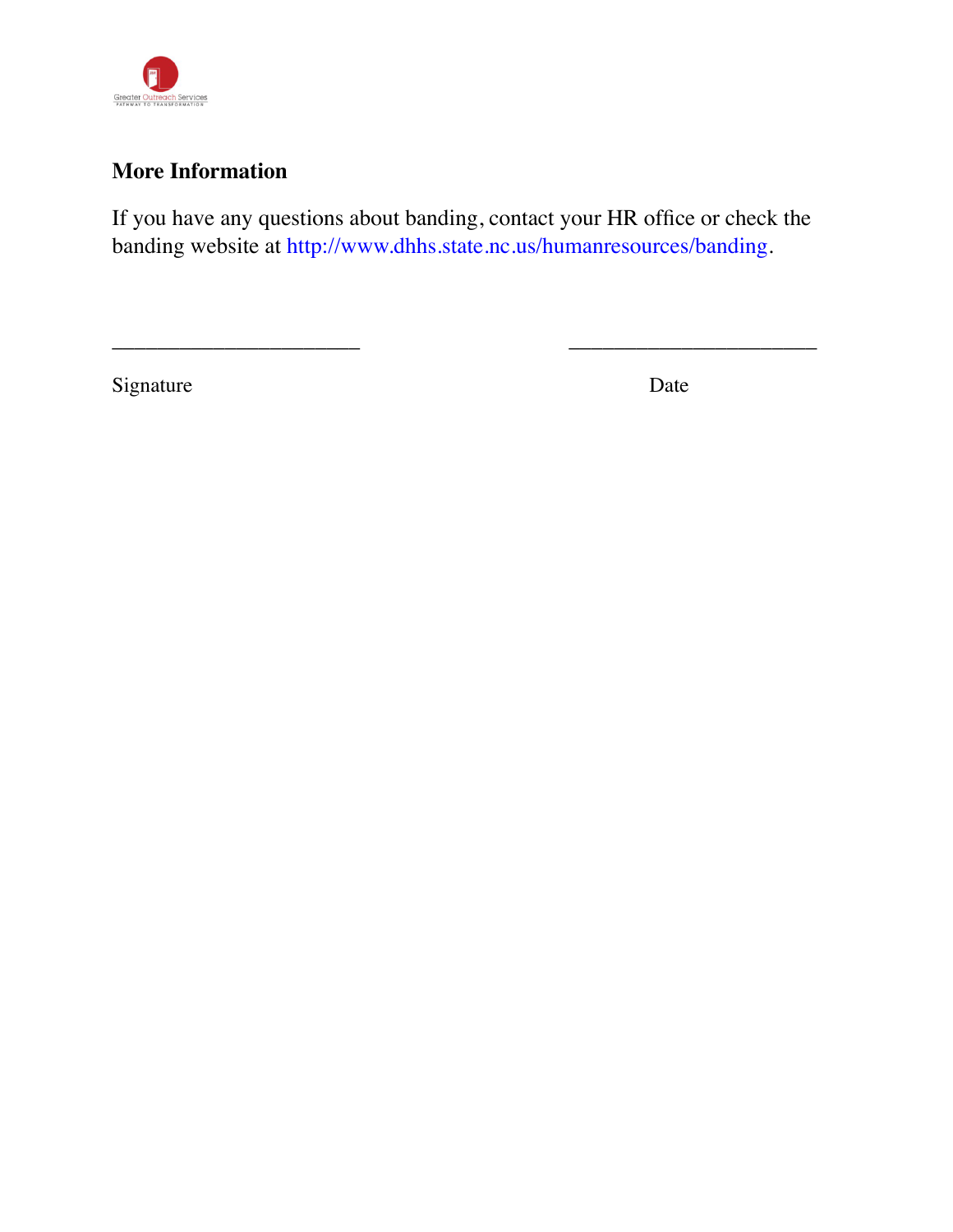## More Information

If you have any questions about banding, contact your HR office or check the banding website at http://www.dhhs.state.nc.us/humanresources/banding.

______________________ ______________________

Signature Date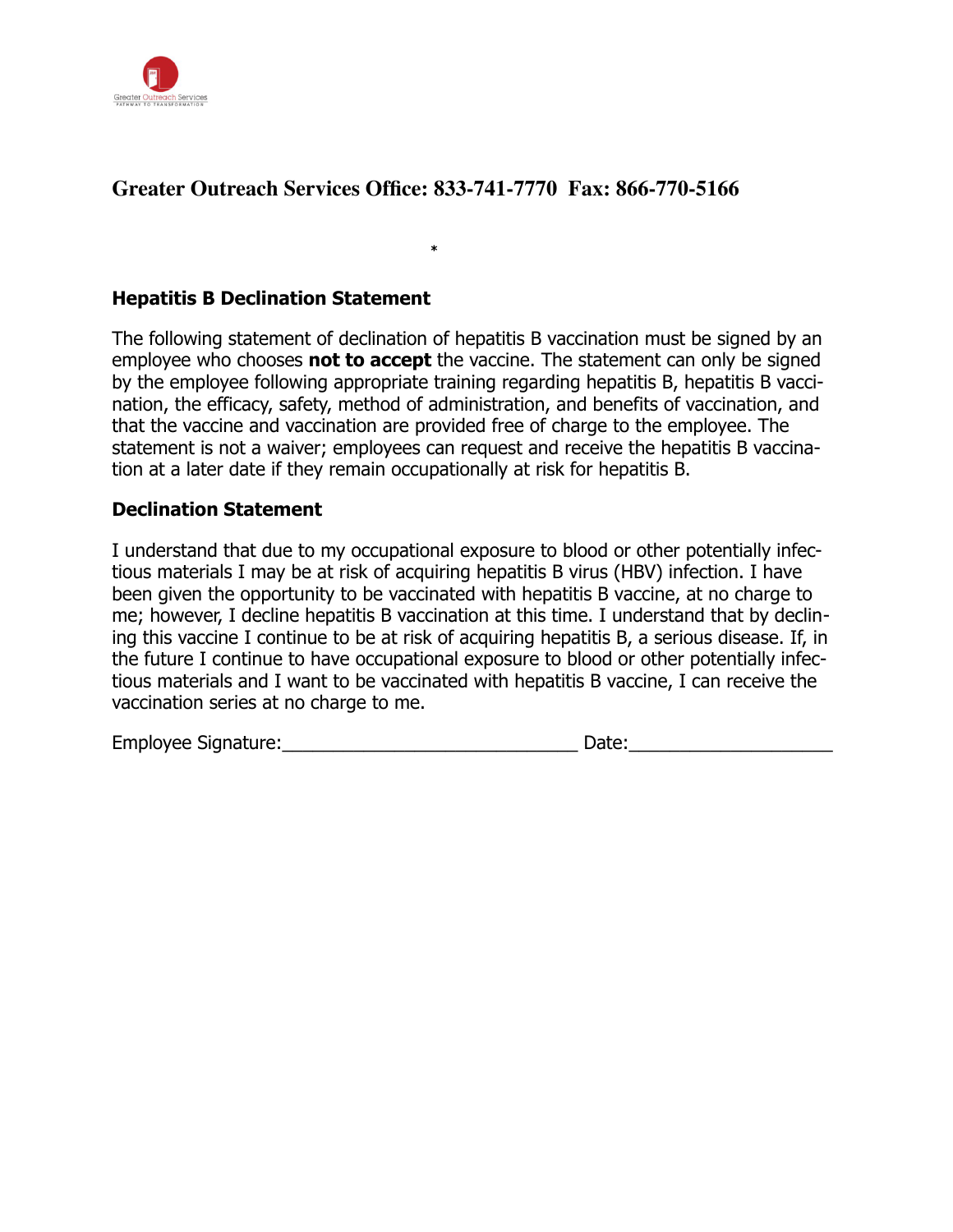**Greater Outreach Services Office: 833-741-7770  Fax: 866-770-5166**

*

### Hepatitis B Declination Statement

The following statement of declination of hepatitis B vaccination must be signed by an employee who chooses **not to accept** the vaccine. The statement can only be signed by the employee following appropriate training regarding hepatitis B, hepatitis B vaccination, the efficacy, safety, method of administration, and benefits of vaccination, and that the vaccine and vaccination are provided free of charge to the employee. The statement is not a waiver; employees can request and receive the hepatitis B vaccination at a later date if they remain occupationally at risk for hepatitis B.

### Declination Statement

I understand that due to my occupational exposure to blood or other potentially infectious materials I may be at risk of acquiring hepatitis B virus (HBV) infection. I have been given the opportunity to be vaccinated with hepatitis B vaccine, at no charge to me; however, I decline hepatitis B vaccination at this time. I understand that by declining this vaccine I continue to be at risk of acquiring hepatitis B, a serious disease. If, in the future I continue to have occupational exposure to blood or other potentially infectious materials and I want to be vaccinated with hepatitis B vaccine, I can receive the vaccination series at no charge to me.

Employee Signature:____________________________ Date:___________________